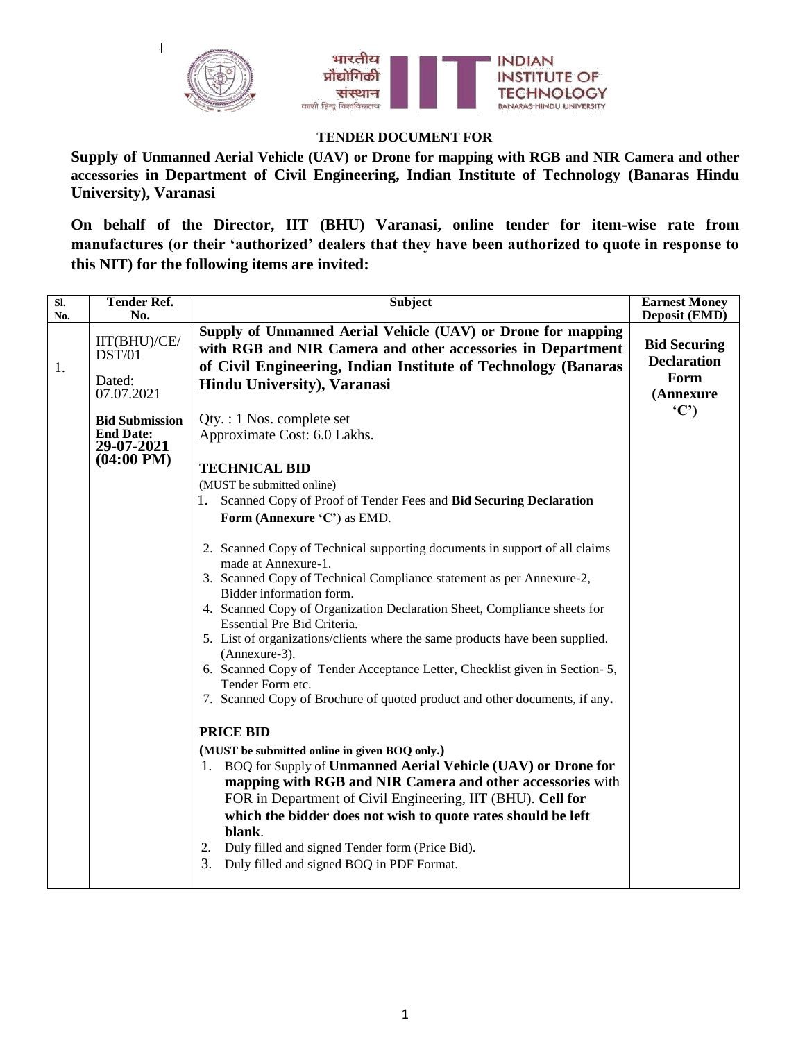**TENDER DOCUMENT FOR**

**Supply of Unmanned Aerial Vehicle (UAV) or Drone for mapping with RGB and NIR Camera and other accessories in Department of Civil Engineering, Indian Institute of Technology (Banaras Hindu University), Varanasi**

**On behalf of the Director, IIT (BHU) Varanasi, online tender for item-wise rate from manufactures (or their 'authorized' dealers that they have been authorized to quote in response to this NIT) for the following items are invited:**

| Sl. No. | Tender Ref. No. | Subject | Earnest Money Deposit (EMD) |
|---|---|---|---|
| 1. | IIT(BHU)/CE/DST/01<br><br>Dated: 07.07.2021<br><br>**Bid Submission End Date: 29-07-2021 (04:00 PM)** | **Supply of Unmanned Aerial Vehicle (UAV) or Drone for mapping with RGB and NIR Camera and other accessories in Department of Civil Engineering, Indian Institute of Technology (Banaras Hindu University), Varanasi**<br><br>Qty. : 1 Nos. complete set<br>Approximate Cost: 6.0 Lakhs.<br><br>**TECHNICAL BID**<br>(MUST be submitted online)<br>1. Scanned Copy of Proof of Tender Fees and **Bid Securing Declaration Form (Annexure 'C')** as EMD.<br>2. Scanned Copy of Technical supporting documents in support of all claims made at Annexure-1.<br>3. Scanned Copy of Technical Compliance statement as per Annexure-2, Bidder information form.<br>4. Scanned Copy of Organization Declaration Sheet, Compliance sheets for Essential Pre Bid Criteria.<br>5. List of organizations/clients where the same products have been supplied. (Annexure-3).<br>6. Scanned Copy of Tender Acceptance Letter, Checklist given in Section- 5, Tender Form etc.<br>7. Scanned Copy of Brochure of quoted product and other documents, if any**.**<br><br>**PRICE BID**<br>**(MUST be submitted online in given BOQ only.)**<br>1. BOQ for Supply of **Unmanned Aerial Vehicle (UAV) or Drone for mapping with RGB and NIR Camera and other accessories** with FOR in Department of Civil Engineering, IIT (BHU). **Cell for which the bidder does not wish to quote rates should be left blank**.<br>2. Duly filled and signed Tender form (Price Bid).<br>3. Duly filled and signed BOQ in PDF Format. | **Bid Securing Declaration Form (Annexure 'C')** |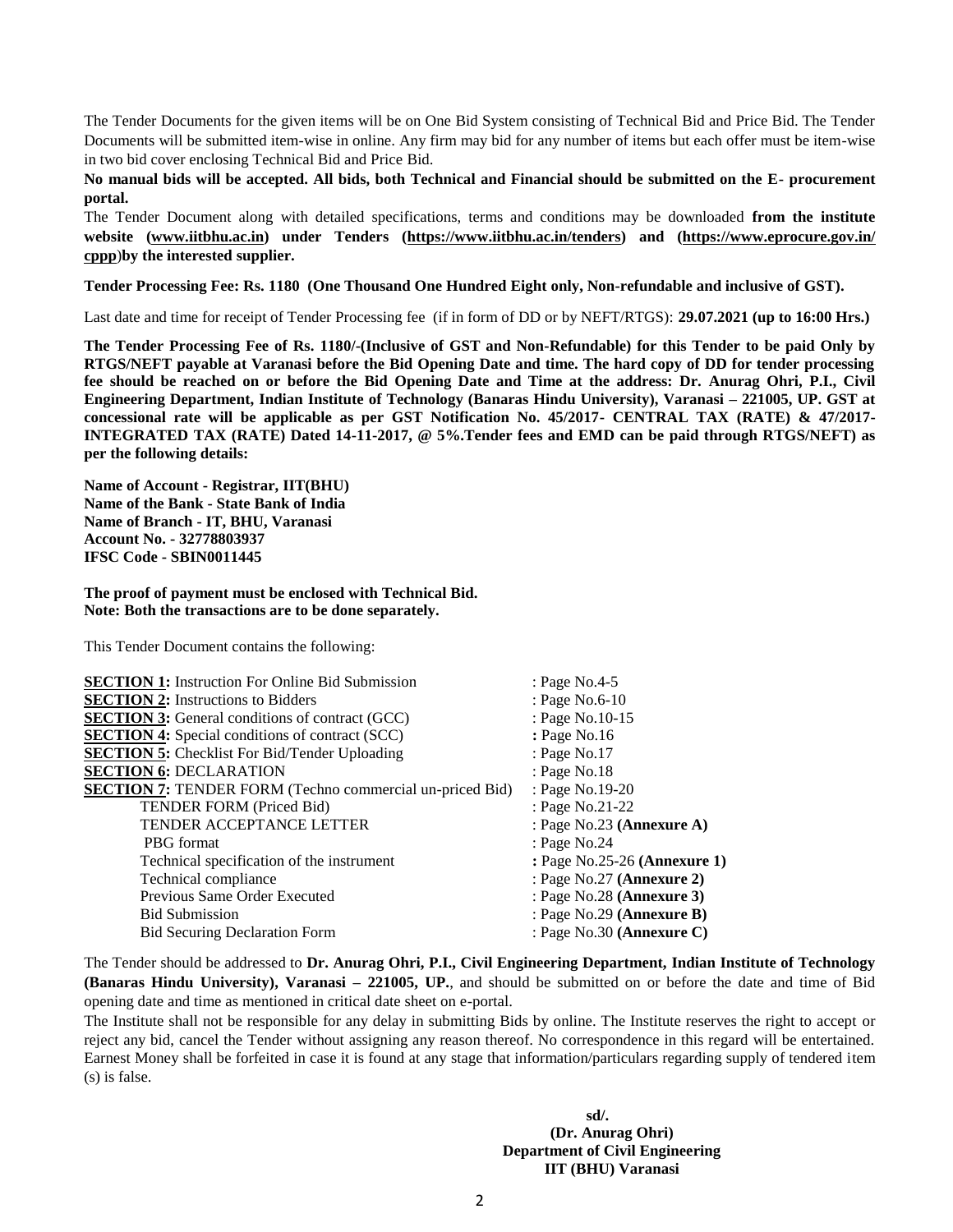The Tender Documents for the given items will be on One Bid System consisting of Technical Bid and Price Bid. The Tender Documents will be submitted item-wise in online. Any firm may bid for any number of items but each offer must be item-wise in two bid cover enclosing Technical Bid and Price Bid.

**No manual bids will be accepted. All bids, both Technical and Financial should be submitted on the E- procurement portal.**

The Tender Document along with detailed specifications, terms and conditions may be downloaded **from the institute website (www.iitbhu.ac.in) under Tenders (https://www.iitbhu.ac.in/tenders) and (https://www.eprocure.gov.in/cppp)by the interested supplier.**

**Tender Processing Fee: Rs. 1180 (One Thousand One Hundred Eight only, Non-refundable and inclusive of GST).**

Last date and time for receipt of Tender Processing fee (if in form of DD or by NEFT/RTGS): **29.07.2021 (up to 16:00 Hrs.)**

**The Tender Processing Fee of Rs. 1180/-(Inclusive of GST and Non-Refundable) for this Tender to be paid Only by RTGS/NEFT payable at Varanasi before the Bid Opening Date and time. The hard copy of DD for tender processing fee should be reached on or before the Bid Opening Date and Time at the address: Dr. Anurag Ohri, P.I., Civil Engineering Department, Indian Institute of Technology (Banaras Hindu University), Varanasi – 221005, UP. GST at concessional rate will be applicable as per GST Notification No. 45/2017- CENTRAL TAX (RATE) & 47/2017-INTEGRATED TAX (RATE) Dated 14-11-2017, @ 5%.Tender fees and EMD can be paid through RTGS/NEFT) as per the following details:**

**Name of Account - Registrar, IIT(BHU)**
**Name of the Bank - State Bank of India**
**Name of Branch - IT, BHU, Varanasi**
**Account No. - 32778803937**
**IFSC Code - SBIN0011445**

**The proof of payment must be enclosed with Technical Bid.**
**Note: Both the transactions are to be done separately.**

This Tender Document contains the following:

| | |
|---|---|
| **SECTION 1:** Instruction For Online Bid Submission | : Page No.4-5 |
| **SECTION 2:** Instructions to Bidders | : Page No.6-10 |
| **SECTION 3:** General conditions of contract (GCC) | : Page No.10-15 |
| **SECTION 4:** Special conditions of contract (SCC) | : Page No.16 |
| **SECTION 5:** Checklist For Bid/Tender Uploading | : Page No.17 |
| **SECTION 6:** DECLARATION | : Page No.18 |
| **SECTION 7:** TENDER FORM (Techno commercial un-priced Bid) | : Page No.19-20 |
| TENDER FORM (Priced Bid) | : Page No.21-22 |
| TENDER ACCEPTANCE LETTER | : Page No.23 **(Annexure A)** |
| PBG format | : Page No.24 |
| Technical specification of the instrument | : Page No.25-26 **(Annexure 1)** |
| Technical compliance | : Page No.27 **(Annexure 2)** |
| Previous Same Order Executed | : Page No.28 **(Annexure 3)** |
| Bid Submission | : Page No.29 **(Annexure B)** |
| Bid Securing Declaration Form | : Page No.30 **(Annexure C)** |

The Tender should be addressed to **Dr. Anurag Ohri, P.I., Civil Engineering Department, Indian Institute of Technology (Banaras Hindu University), Varanasi – 221005, UP.**, and should be submitted on or before the date and time of Bid opening date and time as mentioned in critical date sheet on e-portal.

The Institute shall not be responsible for any delay in submitting Bids by online. The Institute reserves the right to accept or reject any bid, cancel the Tender without assigning any reason thereof. No correspondence in this regard will be entertained. Earnest Money shall be forfeited in case it is found at any stage that information/particulars regarding supply of tendered item (s) is false.

**sd/.**
**(Dr. Anurag Ohri)**
**Department of Civil Engineering**
**IIT (BHU) Varanasi**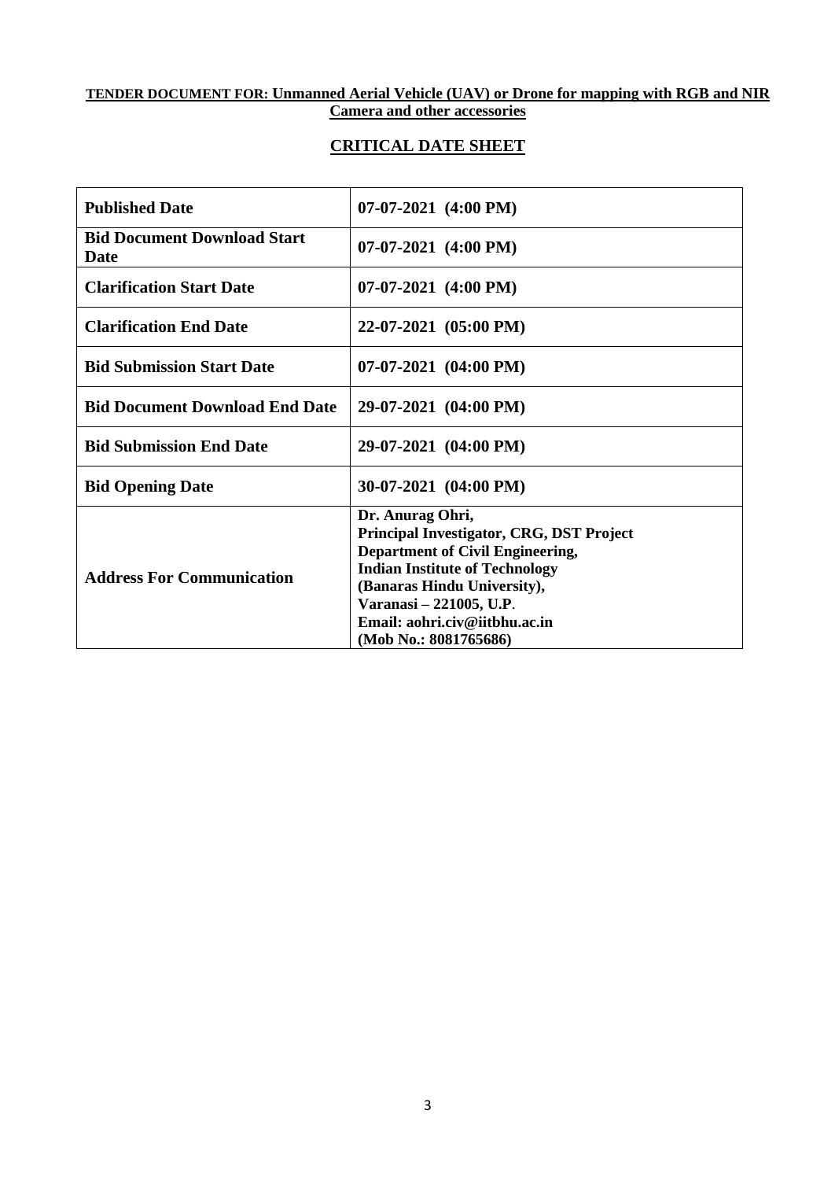**TENDER DOCUMENT FOR: Unmanned Aerial Vehicle (UAV) or Drone for mapping with RGB and NIR Camera and other accessories**

## CRITICAL DATE SHEET

| | |
|---|---|
| **Published Date** | **07-07-2021 (4:00 PM)** |
| **Bid Document Download Start Date** | **07-07-2021 (4:00 PM)** |
| **Clarification Start Date** | **07-07-2021 (4:00 PM)** |
| **Clarification End Date** | **22-07-2021 (05:00 PM)** |
| **Bid Submission Start Date** | **07-07-2021 (04:00 PM)** |
| **Bid Document Download End Date** | **29-07-2021 (04:00 PM)** |
| **Bid Submission End Date** | **29-07-2021 (04:00 PM)** |
| **Bid Opening Date** | **30-07-2021 (04:00 PM)** |
| **Address For Communication** | **Dr. Anurag Ohri,<br>Principal Investigator, CRG, DST Project<br>Department of Civil Engineering,<br>Indian Institute of Technology<br>(Banaras Hindu University),<br>Varanasi – 221005, U.P.<br>Email: aohri.civ@iitbhu.ac.in<br>(Mob No.: 8081765686)** |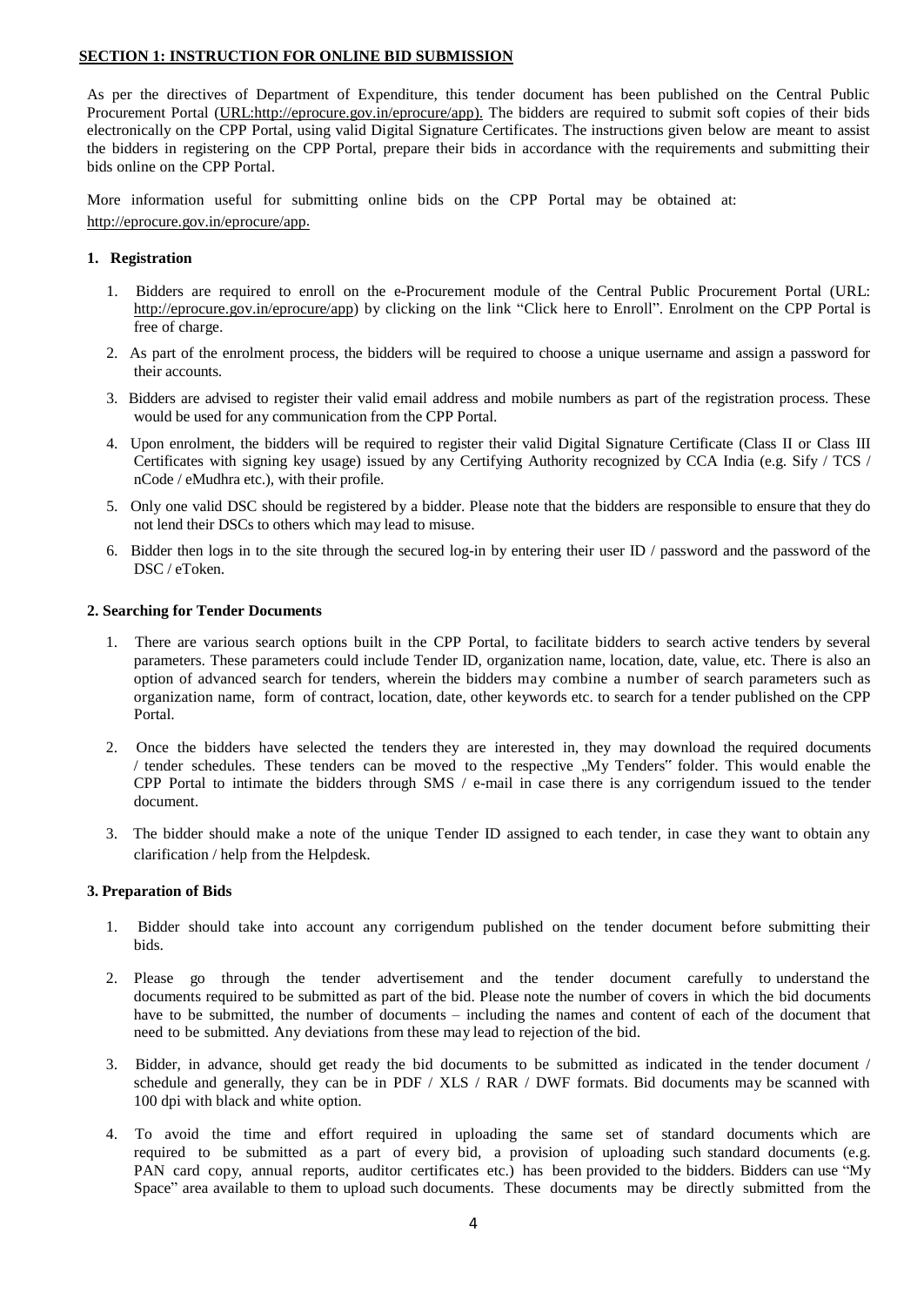## SECTION 1: INSTRUCTION FOR ONLINE BID SUBMISSION

As per the directives of Department of Expenditure, this tender document has been published on the Central Public Procurement Portal (URL:http://eprocure.gov.in/eprocure/app). The bidders are required to submit soft copies of their bids electronically on the CPP Portal, using valid Digital Signature Certificates. The instructions given below are meant to assist the bidders in registering on the CPP Portal, prepare their bids in accordance with the requirements and submitting their bids online on the CPP Portal.

More information useful for submitting online bids on the CPP Portal may be obtained at: http://eprocure.gov.in/eprocure/app.

### 1. Registration

1. Bidders are required to enroll on the e-Procurement module of the Central Public Procurement Portal (URL: http://eprocure.gov.in/eprocure/app) by clicking on the link "Click here to Enroll". Enrolment on the CPP Portal is free of charge.
2. As part of the enrolment process, the bidders will be required to choose a unique username and assign a password for their accounts.
3. Bidders are advised to register their valid email address and mobile numbers as part of the registration process. These would be used for any communication from the CPP Portal.
4. Upon enrolment, the bidders will be required to register their valid Digital Signature Certificate (Class II or Class III Certificates with signing key usage) issued by any Certifying Authority recognized by CCA India (e.g. Sify / TCS / nCode / eMudhra etc.), with their profile.
5. Only one valid DSC should be registered by a bidder. Please note that the bidders are responsible to ensure that they do not lend their DSCs to others which may lead to misuse.
6. Bidder then logs in to the site through the secured log-in by entering their user ID / password and the password of the DSC / eToken.

### 2. Searching for Tender Documents

1. There are various search options built in the CPP Portal, to facilitate bidders to search active tenders by several parameters. These parameters could include Tender ID, organization name, location, date, value, etc. There is also an option of advanced search for tenders, wherein the bidders may combine a number of search parameters such as organization name, form of contract, location, date, other keywords etc. to search for a tender published on the CPP Portal.
2. Once the bidders have selected the tenders they are interested in, they may download the required documents / tender schedules. These tenders can be moved to the respective „My Tenders" folder. This would enable the CPP Portal to intimate the bidders through SMS / e-mail in case there is any corrigendum issued to the tender document.
3. The bidder should make a note of the unique Tender ID assigned to each tender, in case they want to obtain any clarification / help from the Helpdesk.

### 3. Preparation of Bids

1. Bidder should take into account any corrigendum published on the tender document before submitting their bids.
2. Please go through the tender advertisement and the tender document carefully to understand the documents required to be submitted as part of the bid. Please note the number of covers in which the bid documents have to be submitted, the number of documents – including the names and content of each of the document that need to be submitted. Any deviations from these may lead to rejection of the bid.
3. Bidder, in advance, should get ready the bid documents to be submitted as indicated in the tender document / schedule and generally, they can be in PDF / XLS / RAR / DWF formats. Bid documents may be scanned with 100 dpi with black and white option.
4. To avoid the time and effort required in uploading the same set of standard documents which are required to be submitted as a part of every bid, a provision of uploading such standard documents (e.g. PAN card copy, annual reports, auditor certificates etc.) has been provided to the bidders. Bidders can use "My Space" area available to them to upload such documents. These documents may be directly submitted from the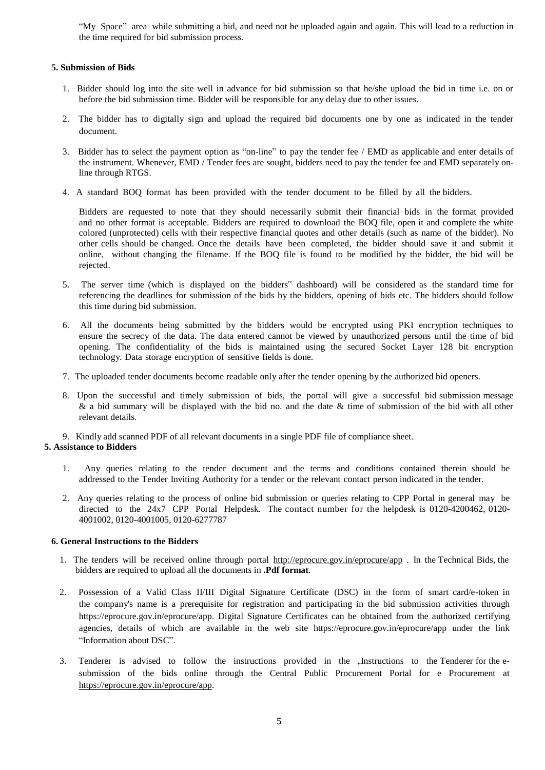"My Space" area while submitting a bid, and need not be uploaded again and again. This will lead to a reduction in the time required for bid submission process.

### 5. Submission of Bids

1. Bidder should log into the site well in advance for bid submission so that he/she upload the bid in time i.e. on or before the bid submission time. Bidder will be responsible for any delay due to other issues.

2. The bidder has to digitally sign and upload the required bid documents one by one as indicated in the tender document.

3. Bidder has to select the payment option as "on-line" to pay the tender fee / EMD as applicable and enter details of the instrument. Whenever, EMD / Tender fees are sought, bidders need to pay the tender fee and EMD separately on-line through RTGS.

4. A standard BOQ format has been provided with the tender document to be filled by all the bidders.

   Bidders are requested to note that they should necessarily submit their financial bids in the format provided and no other format is acceptable. Bidders are required to download the BOQ file, open it and complete the white colored (unprotected) cells with their respective financial quotes and other details (such as name of the bidder). No other cells should be changed. Once the details have been completed, the bidder should save it and submit it online, without changing the filename. If the BOQ file is found to be modified by the bidder, the bid will be rejected.

5. The server time (which is displayed on the bidders" dashboard) will be considered as the standard time for referencing the deadlines for submission of the bids by the bidders, opening of bids etc. The bidders should follow this time during bid submission.

6. All the documents being submitted by the bidders would be encrypted using PKI encryption techniques to ensure the secrecy of the data. The data entered cannot be viewed by unauthorized persons until the time of bid opening. The confidentiality of the bids is maintained using the secured Socket Layer 128 bit encryption technology. Data storage encryption of sensitive fields is done.

7. The uploaded tender documents become readable only after the tender opening by the authorized bid openers.

8. Upon the successful and timely submission of bids, the portal will give a successful bid submission message & a bid summary will be displayed with the bid no. and the date & time of submission of the bid with all other relevant details.

9. Kindly add scanned PDF of all relevant documents in a single PDF file of compliance sheet.

### 5. Assistance to Bidders

1. Any queries relating to the tender document and the terms and conditions contained therein should be addressed to the Tender Inviting Authority for a tender or the relevant contact person indicated in the tender.

2. Any queries relating to the process of online bid submission or queries relating to CPP Portal in general may be directed to the 24x7 CPP Portal Helpdesk. The contact number for the helpdesk is 0120-4200462, 0120-4001002, 0120-4001005, 0120-6277787

### 6. General Instructions to the Bidders

1. The tenders will be received online through portal http://eprocure.gov.in/eprocure/app . In the Technical Bids, the bidders are required to upload all the documents in **.Pdf format**.

2. Possession of a Valid Class II/III Digital Signature Certificate (DSC) in the form of smart card/e-token in the company's name is a prerequisite for registration and participating in the bid submission activities through https://eprocure.gov.in/eprocure/app. Digital Signature Certificates can be obtained from the authorized certifying agencies, details of which are available in the web site https://eprocure.gov.in/eprocure/app under the link "Information about DSC".

3. Tenderer is advised to follow the instructions provided in the „Instructions to the Tenderer for the e-submission of the bids online through the Central Public Procurement Portal for e Procurement at https://eprocure.gov.in/eprocure/app.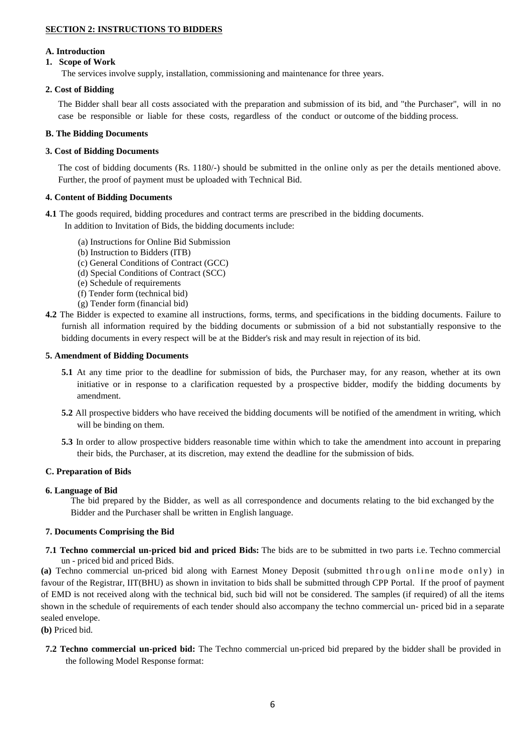## SECTION 2: INSTRUCTIONS TO BIDDERS

### A. Introduction

**1. Scope of Work**

The services involve supply, installation, commissioning and maintenance for three years.

**2. Cost of Bidding**

The Bidder shall bear all costs associated with the preparation and submission of its bid, and "the Purchaser", will in no case be responsible or liable for these costs, regardless of the conduct or outcome of the bidding process.

### B. The Bidding Documents

**3. Cost of Bidding Documents**

The cost of bidding documents (Rs. 1180/-) should be submitted in the online only as per the details mentioned above. Further, the proof of payment must be uploaded with Technical Bid.

**4. Content of Bidding Documents**

**4.1** The goods required, bidding procedures and contract terms are prescribed in the bidding documents. In addition to Invitation of Bids, the bidding documents include:

(a) Instructions for Online Bid Submission
(b) Instruction to Bidders (ITB)
(c) General Conditions of Contract (GCC)
(d) Special Conditions of Contract (SCC)
(e) Schedule of requirements
(f) Tender form (technical bid)
(g) Tender form (financial bid)

**4.2** The Bidder is expected to examine all instructions, forms, terms, and specifications in the bidding documents. Failure to furnish all information required by the bidding documents or submission of a bid not substantially responsive to the bidding documents in every respect will be at the Bidder's risk and may result in rejection of its bid.

**5. Amendment of Bidding Documents**

**5.1** At any time prior to the deadline for submission of bids, the Purchaser may, for any reason, whether at its own initiative or in response to a clarification requested by a prospective bidder, modify the bidding documents by amendment.

**5.2** All prospective bidders who have received the bidding documents will be notified of the amendment in writing, which will be binding on them.

**5.3** In order to allow prospective bidders reasonable time within which to take the amendment into account in preparing their bids, the Purchaser, at its discretion, may extend the deadline for the submission of bids.

### C. Preparation of Bids

**6. Language of Bid**

The bid prepared by the Bidder, as well as all correspondence and documents relating to the bid exchanged by the Bidder and the Purchaser shall be written in English language.

**7. Documents Comprising the Bid**

**7.1 Techno commercial un-priced bid and priced Bids:** The bids are to be submitted in two parts i.e. Techno commercial un - priced bid and priced Bids.

**(a)** Techno commercial un-priced bid along with Earnest Money Deposit (submitted through online mode only) in favour of the Registrar, IIT(BHU) as shown in invitation to bids shall be submitted through CPP Portal. If the proof of payment of EMD is not received along with the technical bid, such bid will not be considered. The samples (if required) of all the items shown in the schedule of requirements of each tender should also accompany the techno commercial un- priced bid in a separate sealed envelope.

**(b)** Priced bid.

**7.2 Techno commercial un-priced bid:** The Techno commercial un-priced bid prepared by the bidder shall be provided in the following Model Response format: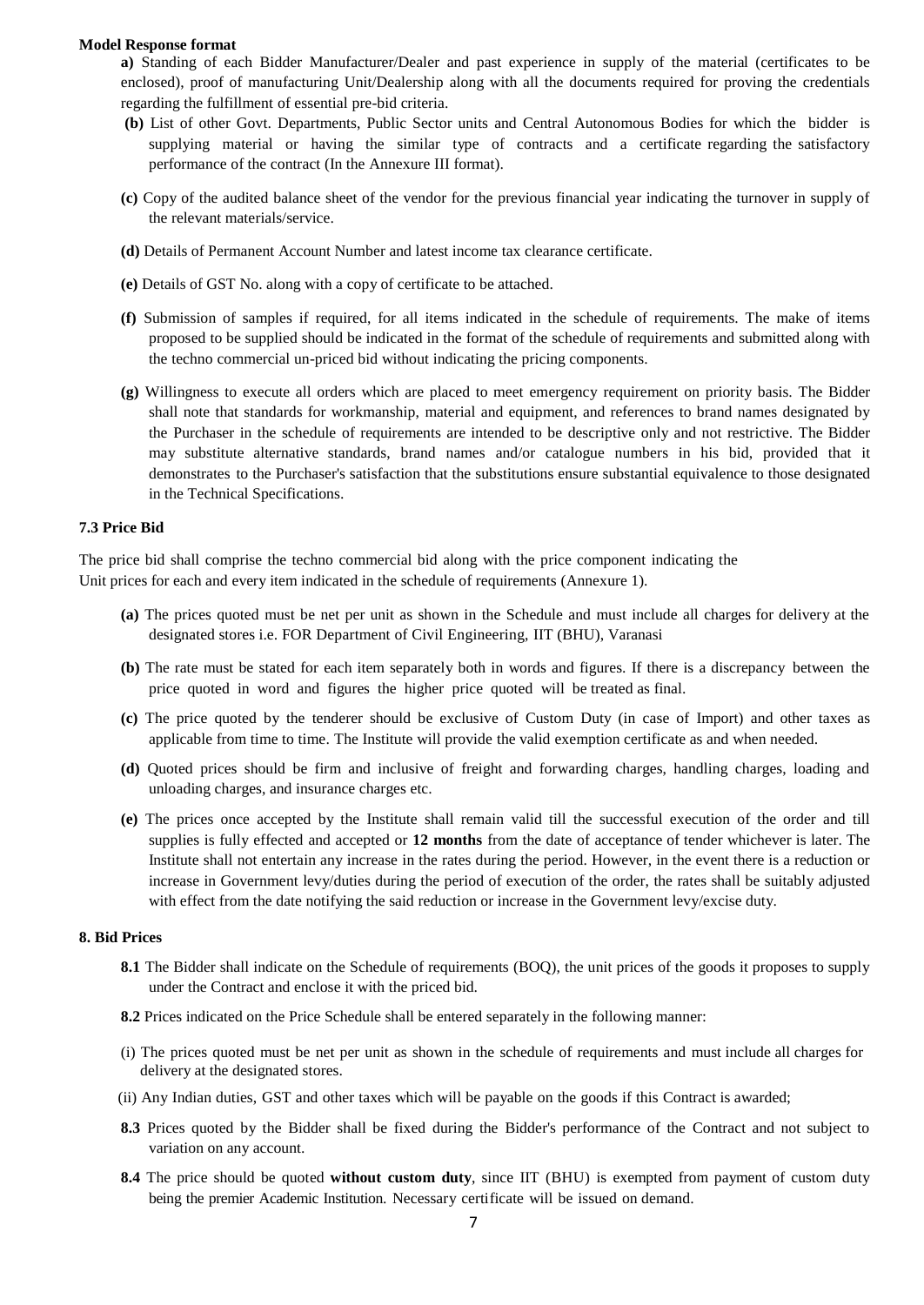**Model Response format**

**a)** Standing of each Bidder Manufacturer/Dealer and past experience in supply of the material (certificates to be enclosed), proof of manufacturing Unit/Dealership along with all the documents required for proving the credentials regarding the fulfillment of essential pre-bid criteria.

**(b)** List of other Govt. Departments, Public Sector units and Central Autonomous Bodies for which the bidder is supplying material or having the similar type of contracts and a certificate regarding the satisfactory performance of the contract (In the Annexure III format).

**(c)** Copy of the audited balance sheet of the vendor for the previous financial year indicating the turnover in supply of the relevant materials/service.

**(d)** Details of Permanent Account Number and latest income tax clearance certificate.

**(e)** Details of GST No. along with a copy of certificate to be attached.

**(f)** Submission of samples if required, for all items indicated in the schedule of requirements. The make of items proposed to be supplied should be indicated in the format of the schedule of requirements and submitted along with the techno commercial un-priced bid without indicating the pricing components.

**(g)** Willingness to execute all orders which are placed to meet emergency requirement on priority basis. The Bidder shall note that standards for workmanship, material and equipment, and references to brand names designated by the Purchaser in the schedule of requirements are intended to be descriptive only and not restrictive. The Bidder may substitute alternative standards, brand names and/or catalogue numbers in his bid, provided that it demonstrates to the Purchaser's satisfaction that the substitutions ensure substantial equivalence to those designated in the Technical Specifications.

### 7.3 Price Bid

The price bid shall comprise the techno commercial bid along with the price component indicating the Unit prices for each and every item indicated in the schedule of requirements (Annexure 1).

**(a)** The prices quoted must be net per unit as shown in the Schedule and must include all charges for delivery at the designated stores i.e. FOR Department of Civil Engineering, IIT (BHU), Varanasi

**(b)** The rate must be stated for each item separately both in words and figures. If there is a discrepancy between the price quoted in word and figures the higher price quoted will be treated as final.

**(c)** The price quoted by the tenderer should be exclusive of Custom Duty (in case of Import) and other taxes as applicable from time to time. The Institute will provide the valid exemption certificate as and when needed.

**(d)** Quoted prices should be firm and inclusive of freight and forwarding charges, handling charges, loading and unloading charges, and insurance charges etc.

**(e)** The prices once accepted by the Institute shall remain valid till the successful execution of the order and till supplies is fully effected and accepted or **12 months** from the date of acceptance of tender whichever is later. The Institute shall not entertain any increase in the rates during the period. However, in the event there is a reduction or increase in Government levy/duties during the period of execution of the order, the rates shall be suitably adjusted with effect from the date notifying the said reduction or increase in the Government levy/excise duty.

### 8. Bid Prices

**8.1** The Bidder shall indicate on the Schedule of requirements (BOQ), the unit prices of the goods it proposes to supply under the Contract and enclose it with the priced bid.

**8.2** Prices indicated on the Price Schedule shall be entered separately in the following manner:

(i) The prices quoted must be net per unit as shown in the schedule of requirements and must include all charges for delivery at the designated stores.

(ii) Any Indian duties, GST and other taxes which will be payable on the goods if this Contract is awarded;

**8.3** Prices quoted by the Bidder shall be fixed during the Bidder's performance of the Contract and not subject to variation on any account.

**8.4** The price should be quoted **without custom duty**, since IIT (BHU) is exempted from payment of custom duty being the premier Academic Institution. Necessary certificate will be issued on demand.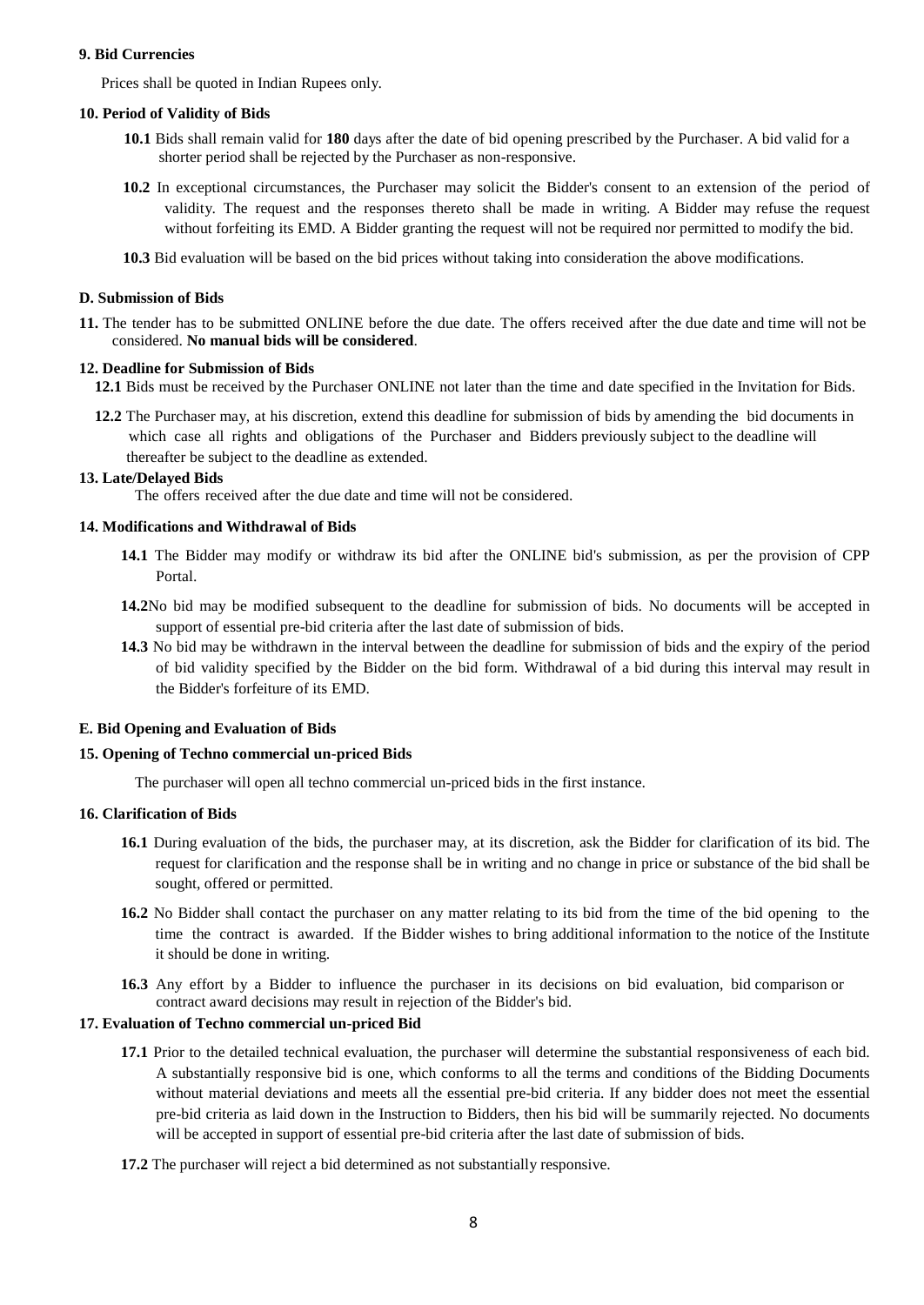**9. Bid Currencies**

Prices shall be quoted in Indian Rupees only.

**10. Period of Validity of Bids**

**10.1** Bids shall remain valid for **180** days after the date of bid opening prescribed by the Purchaser. A bid valid for a shorter period shall be rejected by the Purchaser as non-responsive.

**10.2** In exceptional circumstances, the Purchaser may solicit the Bidder's consent to an extension of the period of validity. The request and the responses thereto shall be made in writing. A Bidder may refuse the request without forfeiting its EMD. A Bidder granting the request will not be required nor permitted to modify the bid.

**10.3** Bid evaluation will be based on the bid prices without taking into consideration the above modifications.

**D. Submission of Bids**

**11.** The tender has to be submitted ONLINE before the due date. The offers received after the due date and time will not be considered. **No manual bids will be considered**.

**12. Deadline for Submission of Bids**

**12.1** Bids must be received by the Purchaser ONLINE not later than the time and date specified in the Invitation for Bids.

**12.2** The Purchaser may, at his discretion, extend this deadline for submission of bids by amending the bid documents in which case all rights and obligations of the Purchaser and Bidders previously subject to the deadline will thereafter be subject to the deadline as extended.

**13. Late/Delayed Bids**

The offers received after the due date and time will not be considered.

**14. Modifications and Withdrawal of Bids**

**14.1** The Bidder may modify or withdraw its bid after the ONLINE bid's submission, as per the provision of CPP Portal.

**14.2** No bid may be modified subsequent to the deadline for submission of bids. No documents will be accepted in support of essential pre-bid criteria after the last date of submission of bids.

**14.3** No bid may be withdrawn in the interval between the deadline for submission of bids and the expiry of the period of bid validity specified by the Bidder on the bid form. Withdrawal of a bid during this interval may result in the Bidder's forfeiture of its EMD.

**E. Bid Opening and Evaluation of Bids**

**15. Opening of Techno commercial un-priced Bids**

The purchaser will open all techno commercial un-priced bids in the first instance.

**16. Clarification of Bids**

**16.1** During evaluation of the bids, the purchaser may, at its discretion, ask the Bidder for clarification of its bid. The request for clarification and the response shall be in writing and no change in price or substance of the bid shall be sought, offered or permitted.

**16.2** No Bidder shall contact the purchaser on any matter relating to its bid from the time of the bid opening to the time the contract is awarded. If the Bidder wishes to bring additional information to the notice of the Institute it should be done in writing.

**16.3** Any effort by a Bidder to influence the purchaser in its decisions on bid evaluation, bid comparison or contract award decisions may result in rejection of the Bidder's bid.

**17. Evaluation of Techno commercial un-priced Bid**

**17.1** Prior to the detailed technical evaluation, the purchaser will determine the substantial responsiveness of each bid. A substantially responsive bid is one, which conforms to all the terms and conditions of the Bidding Documents without material deviations and meets all the essential pre-bid criteria. If any bidder does not meet the essential pre-bid criteria as laid down in the Instruction to Bidders, then his bid will be summarily rejected. No documents will be accepted in support of essential pre-bid criteria after the last date of submission of bids.

**17.2** The purchaser will reject a bid determined as not substantially responsive.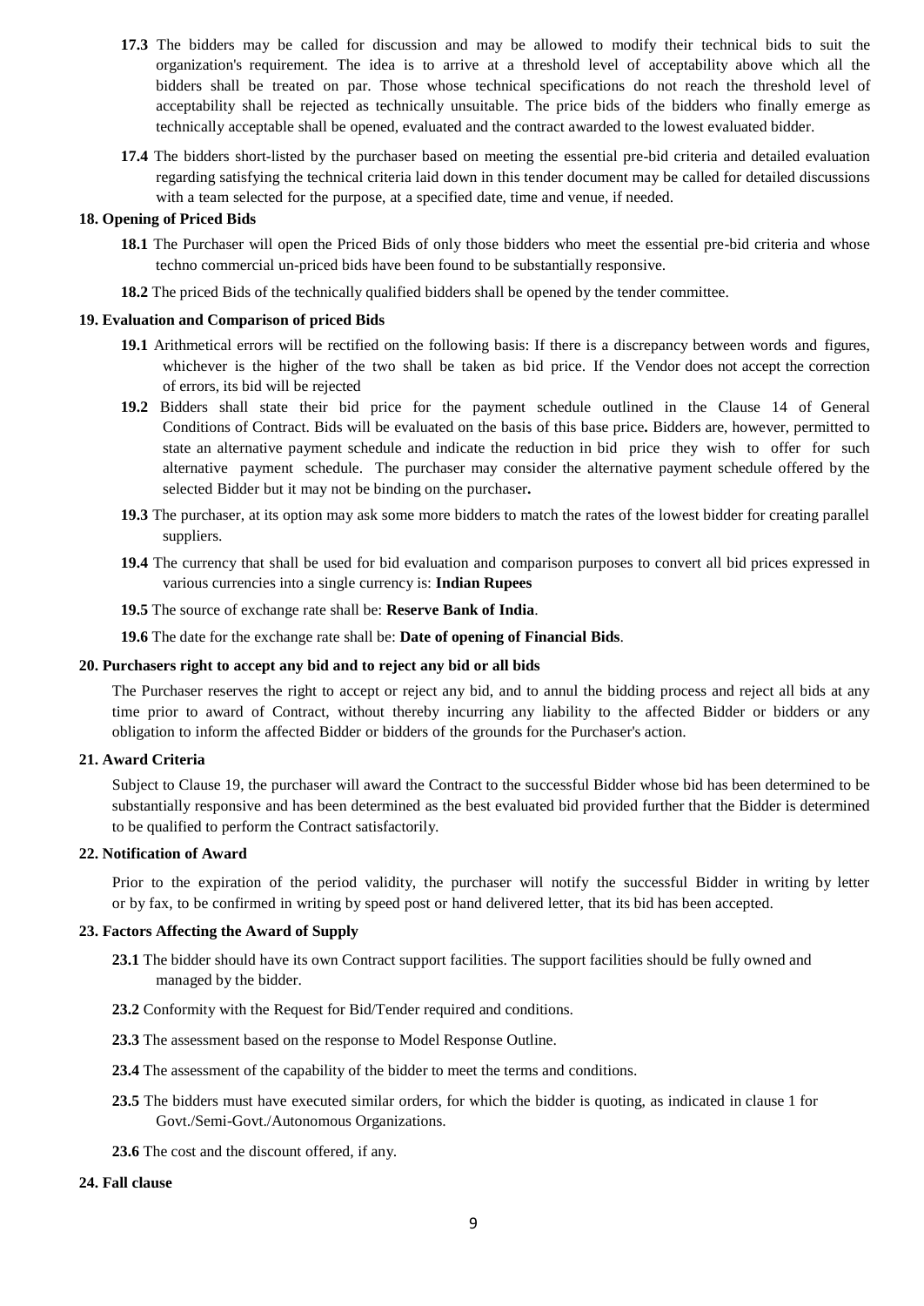**17.3** The bidders may be called for discussion and may be allowed to modify their technical bids to suit the organization's requirement. The idea is to arrive at a threshold level of acceptability above which all the bidders shall be treated on par. Those whose technical specifications do not reach the threshold level of acceptability shall be rejected as technically unsuitable. The price bids of the bidders who finally emerge as technically acceptable shall be opened, evaluated and the contract awarded to the lowest evaluated bidder.

**17.4** The bidders short-listed by the purchaser based on meeting the essential pre-bid criteria and detailed evaluation regarding satisfying the technical criteria laid down in this tender document may be called for detailed discussions with a team selected for the purpose, at a specified date, time and venue, if needed.

**18. Opening of Priced Bids**

**18.1** The Purchaser will open the Priced Bids of only those bidders who meet the essential pre-bid criteria and whose techno commercial un-priced bids have been found to be substantially responsive.

**18.2** The priced Bids of the technically qualified bidders shall be opened by the tender committee.

**19. Evaluation and Comparison of priced Bids**

**19.1** Arithmetical errors will be rectified on the following basis: If there is a discrepancy between words and figures, whichever is the higher of the two shall be taken as bid price. If the Vendor does not accept the correction of errors, its bid will be rejected

**19.2** Bidders shall state their bid price for the payment schedule outlined in the Clause 14 of General Conditions of Contract. Bids will be evaluated on the basis of this base price**.** Bidders are, however, permitted to state an alternative payment schedule and indicate the reduction in bid price they wish to offer for such alternative payment schedule. The purchaser may consider the alternative payment schedule offered by the selected Bidder but it may not be binding on the purchaser**.**

**19.3** The purchaser, at its option may ask some more bidders to match the rates of the lowest bidder for creating parallel suppliers.

**19.4** The currency that shall be used for bid evaluation and comparison purposes to convert all bid prices expressed in various currencies into a single currency is: **Indian Rupees**

**19.5** The source of exchange rate shall be: **Reserve Bank of India**.

**19.6** The date for the exchange rate shall be: **Date of opening of Financial Bids**.

**20. Purchasers right to accept any bid and to reject any bid or all bids**

The Purchaser reserves the right to accept or reject any bid, and to annul the bidding process and reject all bids at any time prior to award of Contract, without thereby incurring any liability to the affected Bidder or bidders or any obligation to inform the affected Bidder or bidders of the grounds for the Purchaser's action.

**21. Award Criteria**

Subject to Clause 19, the purchaser will award the Contract to the successful Bidder whose bid has been determined to be substantially responsive and has been determined as the best evaluated bid provided further that the Bidder is determined to be qualified to perform the Contract satisfactorily.

**22. Notification of Award**

Prior to the expiration of the period validity, the purchaser will notify the successful Bidder in writing by letter or by fax, to be confirmed in writing by speed post or hand delivered letter, that its bid has been accepted.

**23. Factors Affecting the Award of Supply**

**23.1** The bidder should have its own Contract support facilities. The support facilities should be fully owned and managed by the bidder.

**23.2** Conformity with the Request for Bid/Tender required and conditions.

**23.3** The assessment based on the response to Model Response Outline.

**23.4** The assessment of the capability of the bidder to meet the terms and conditions.

**23.5** The bidders must have executed similar orders, for which the bidder is quoting, as indicated in clause 1 for Govt./Semi-Govt./Autonomous Organizations.

**23.6** The cost and the discount offered, if any.

**24. Fall clause**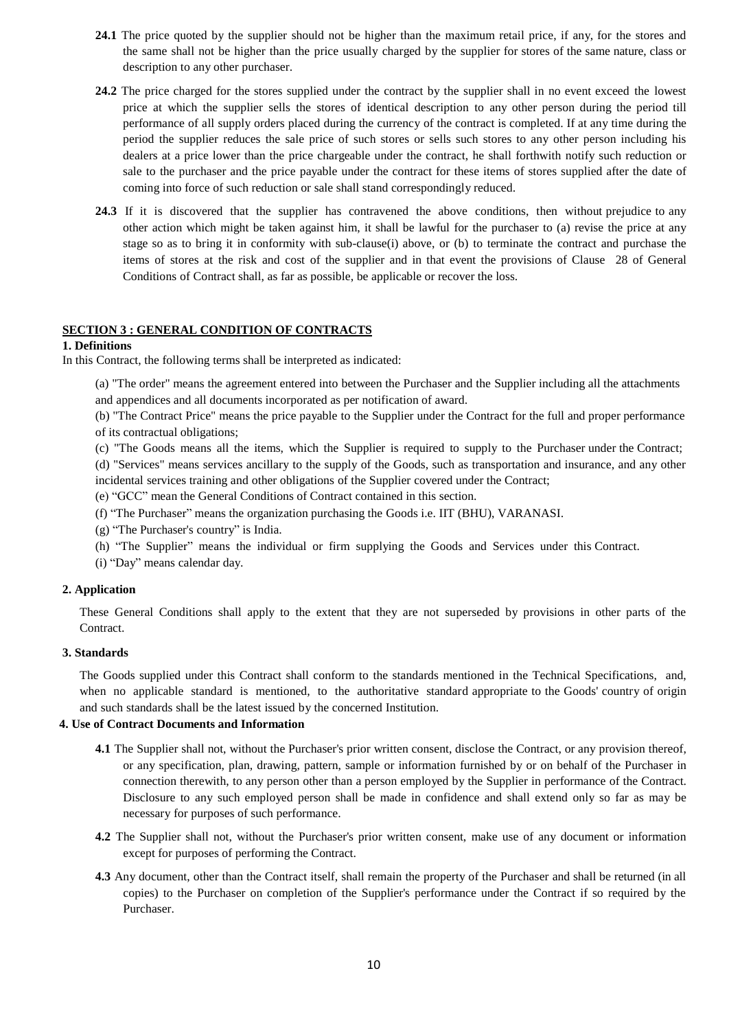**24.1** The price quoted by the supplier should not be higher than the maximum retail price, if any, for the stores and the same shall not be higher than the price usually charged by the supplier for stores of the same nature, class or description to any other purchaser.

**24.2** The price charged for the stores supplied under the contract by the supplier shall in no event exceed the lowest price at which the supplier sells the stores of identical description to any other person during the period till performance of all supply orders placed during the currency of the contract is completed. If at any time during the period the supplier reduces the sale price of such stores or sells such stores to any other person including his dealers at a price lower than the price chargeable under the contract, he shall forthwith notify such reduction or sale to the purchaser and the price payable under the contract for these items of stores supplied after the date of coming into force of such reduction or sale shall stand correspondingly reduced.

**24.3** If it is discovered that the supplier has contravened the above conditions, then without prejudice to any other action which might be taken against him, it shall be lawful for the purchaser to (a) revise the price at any stage so as to bring it in conformity with sub-clause(i) above, or (b) to terminate the contract and purchase the items of stores at the risk and cost of the supplier and in that event the provisions of Clause 28 of General Conditions of Contract shall, as far as possible, be applicable or recover the loss.

## SECTION 3 : GENERAL CONDITION OF CONTRACTS

**1. Definitions**

In this Contract, the following terms shall be interpreted as indicated:

(a) "The order" means the agreement entered into between the Purchaser and the Supplier including all the attachments and appendices and all documents incorporated as per notification of award.

(b) "The Contract Price" means the price payable to the Supplier under the Contract for the full and proper performance of its contractual obligations;

(c) "The Goods means all the items, which the Supplier is required to supply to the Purchaser under the Contract;

(d) "Services" means services ancillary to the supply of the Goods, such as transportation and insurance, and any other incidental services training and other obligations of the Supplier covered under the Contract;

(e) "GCC" mean the General Conditions of Contract contained in this section.

(f) "The Purchaser" means the organization purchasing the Goods i.e. IIT (BHU), VARANASI.

(g) "The Purchaser's country" is India.

(h) "The Supplier" means the individual or firm supplying the Goods and Services under this Contract.

(i) "Day" means calendar day.

**2. Application**

These General Conditions shall apply to the extent that they are not superseded by provisions in other parts of the Contract.

**3. Standards**

The Goods supplied under this Contract shall conform to the standards mentioned in the Technical Specifications, and, when no applicable standard is mentioned, to the authoritative standard appropriate to the Goods' country of origin and such standards shall be the latest issued by the concerned Institution.

**4. Use of Contract Documents and Information**

**4.1** The Supplier shall not, without the Purchaser's prior written consent, disclose the Contract, or any provision thereof, or any specification, plan, drawing, pattern, sample or information furnished by or on behalf of the Purchaser in connection therewith, to any person other than a person employed by the Supplier in performance of the Contract. Disclosure to any such employed person shall be made in confidence and shall extend only so far as may be necessary for purposes of such performance.

**4.2** The Supplier shall not, without the Purchaser's prior written consent, make use of any document or information except for purposes of performing the Contract.

**4.3** Any document, other than the Contract itself, shall remain the property of the Purchaser and shall be returned (in all copies) to the Purchaser on completion of the Supplier's performance under the Contract if so required by the Purchaser.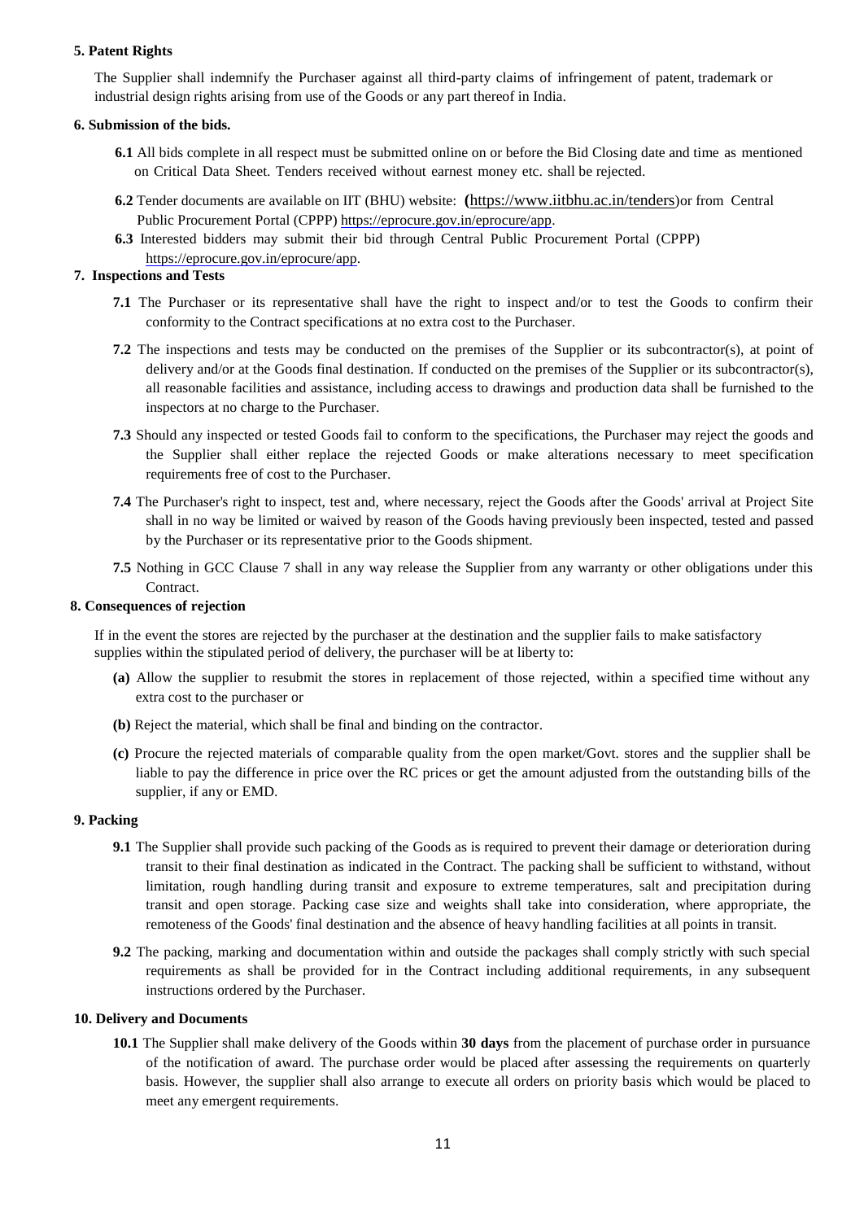**5. Patent Rights**

The Supplier shall indemnify the Purchaser against all third-party claims of infringement of patent, trademark or industrial design rights arising from use of the Goods or any part thereof in India.

**6. Submission of the bids.**

**6.1** All bids complete in all respect must be submitted online on or before the Bid Closing date and time as mentioned on Critical Data Sheet. Tenders received without earnest money etc. shall be rejected.

**6.2** Tender documents are available on IIT (BHU) website: **(**https://www.iitbhu.ac.in/tenders)or from Central Public Procurement Portal (CPPP) https://eprocure.gov.in/eprocure/app.

**6.3** Interested bidders may submit their bid through Central Public Procurement Portal (CPPP) https://eprocure.gov.in/eprocure/app.

**7. Inspections and Tests**

**7.1** The Purchaser or its representative shall have the right to inspect and/or to test the Goods to confirm their conformity to the Contract specifications at no extra cost to the Purchaser.

**7.2** The inspections and tests may be conducted on the premises of the Supplier or its subcontractor(s), at point of delivery and/or at the Goods final destination. If conducted on the premises of the Supplier or its subcontractor(s), all reasonable facilities and assistance, including access to drawings and production data shall be furnished to the inspectors at no charge to the Purchaser.

**7.3** Should any inspected or tested Goods fail to conform to the specifications, the Purchaser may reject the goods and the Supplier shall either replace the rejected Goods or make alterations necessary to meet specification requirements free of cost to the Purchaser.

**7.4** The Purchaser's right to inspect, test and, where necessary, reject the Goods after the Goods' arrival at Project Site shall in no way be limited or waived by reason of the Goods having previously been inspected, tested and passed by the Purchaser or its representative prior to the Goods shipment.

**7.5** Nothing in GCC Clause 7 shall in any way release the Supplier from any warranty or other obligations under this Contract.

**8. Consequences of rejection**

If in the event the stores are rejected by the purchaser at the destination and the supplier fails to make satisfactory supplies within the stipulated period of delivery, the purchaser will be at liberty to:

**(a)** Allow the supplier to resubmit the stores in replacement of those rejected, within a specified time without any extra cost to the purchaser or

**(b)** Reject the material, which shall be final and binding on the contractor.

**(c)** Procure the rejected materials of comparable quality from the open market/Govt. stores and the supplier shall be liable to pay the difference in price over the RC prices or get the amount adjusted from the outstanding bills of the supplier, if any or EMD.

**9. Packing**

**9.1** The Supplier shall provide such packing of the Goods as is required to prevent their damage or deterioration during transit to their final destination as indicated in the Contract. The packing shall be sufficient to withstand, without limitation, rough handling during transit and exposure to extreme temperatures, salt and precipitation during transit and open storage. Packing case size and weights shall take into consideration, where appropriate, the remoteness of the Goods' final destination and the absence of heavy handling facilities at all points in transit.

**9.2** The packing, marking and documentation within and outside the packages shall comply strictly with such special requirements as shall be provided for in the Contract including additional requirements, in any subsequent instructions ordered by the Purchaser.

**10. Delivery and Documents**

**10.1** The Supplier shall make delivery of the Goods within **30 days** from the placement of purchase order in pursuance of the notification of award. The purchase order would be placed after assessing the requirements on quarterly basis. However, the supplier shall also arrange to execute all orders on priority basis which would be placed to meet any emergent requirements.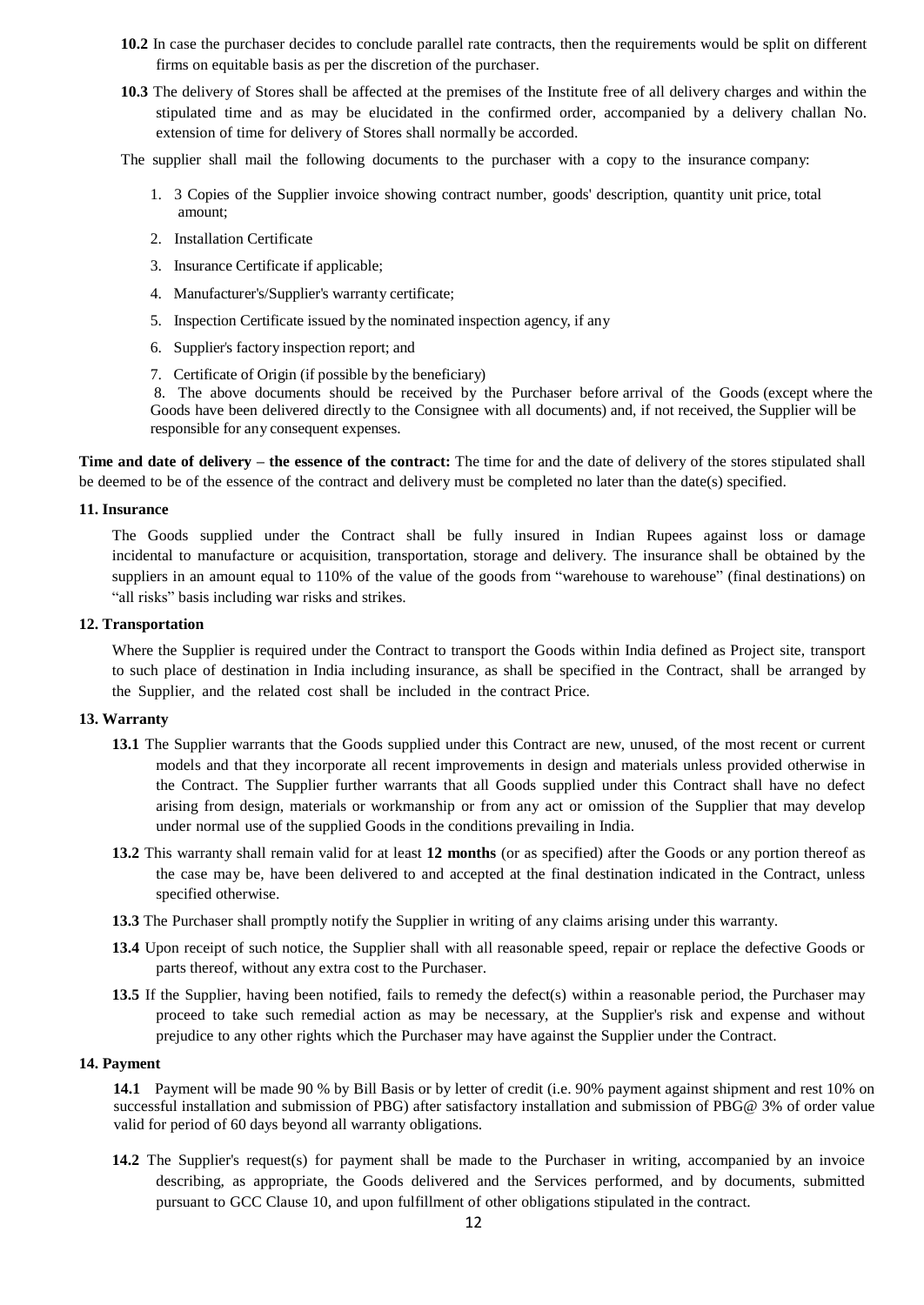**10.2** In case the purchaser decides to conclude parallel rate contracts, then the requirements would be split on different firms on equitable basis as per the discretion of the purchaser.

**10.3** The delivery of Stores shall be affected at the premises of the Institute free of all delivery charges and within the stipulated time and as may be elucidated in the confirmed order, accompanied by a delivery challan No. extension of time for delivery of Stores shall normally be accorded.

The supplier shall mail the following documents to the purchaser with a copy to the insurance company:

1. 3 Copies of the Supplier invoice showing contract number, goods' description, quantity unit price, total amount;
2. Installation Certificate
3. Insurance Certificate if applicable;
4. Manufacturer's/Supplier's warranty certificate;
5. Inspection Certificate issued by the nominated inspection agency, if any
6. Supplier's factory inspection report; and
7. Certificate of Origin (if possible by the beneficiary)
8. The above documents should be received by the Purchaser before arrival of the Goods (except where the Goods have been delivered directly to the Consignee with all documents) and, if not received, the Supplier will be responsible for any consequent expenses.

**Time and date of delivery – the essence of the contract:** The time for and the date of delivery of the stores stipulated shall be deemed to be of the essence of the contract and delivery must be completed no later than the date(s) specified.

**11. Insurance**

The Goods supplied under the Contract shall be fully insured in Indian Rupees against loss or damage incidental to manufacture or acquisition, transportation, storage and delivery. The insurance shall be obtained by the suppliers in an amount equal to 110% of the value of the goods from "warehouse to warehouse" (final destinations) on "all risks" basis including war risks and strikes.

**12. Transportation**

Where the Supplier is required under the Contract to transport the Goods within India defined as Project site, transport to such place of destination in India including insurance, as shall be specified in the Contract, shall be arranged by the Supplier, and the related cost shall be included in the contract Price.

**13. Warranty**

**13.1** The Supplier warrants that the Goods supplied under this Contract are new, unused, of the most recent or current models and that they incorporate all recent improvements in design and materials unless provided otherwise in the Contract. The Supplier further warrants that all Goods supplied under this Contract shall have no defect arising from design, materials or workmanship or from any act or omission of the Supplier that may develop under normal use of the supplied Goods in the conditions prevailing in India.

**13.2** This warranty shall remain valid for at least **12 months** (or as specified) after the Goods or any portion thereof as the case may be, have been delivered to and accepted at the final destination indicated in the Contract, unless specified otherwise.

**13.3** The Purchaser shall promptly notify the Supplier in writing of any claims arising under this warranty.

**13.4** Upon receipt of such notice, the Supplier shall with all reasonable speed, repair or replace the defective Goods or parts thereof, without any extra cost to the Purchaser.

**13.5** If the Supplier, having been notified, fails to remedy the defect(s) within a reasonable period, the Purchaser may proceed to take such remedial action as may be necessary, at the Supplier's risk and expense and without prejudice to any other rights which the Purchaser may have against the Supplier under the Contract.

**14. Payment**

**14.1** Payment will be made 90 % by Bill Basis or by letter of credit (i.e. 90% payment against shipment and rest 10% on successful installation and submission of PBG) after satisfactory installation and submission of PBG@ 3% of order value valid for period of 60 days beyond all warranty obligations.

**14.2** The Supplier's request(s) for payment shall be made to the Purchaser in writing, accompanied by an invoice describing, as appropriate, the Goods delivered and the Services performed, and by documents, submitted pursuant to GCC Clause 10, and upon fulfillment of other obligations stipulated in the contract.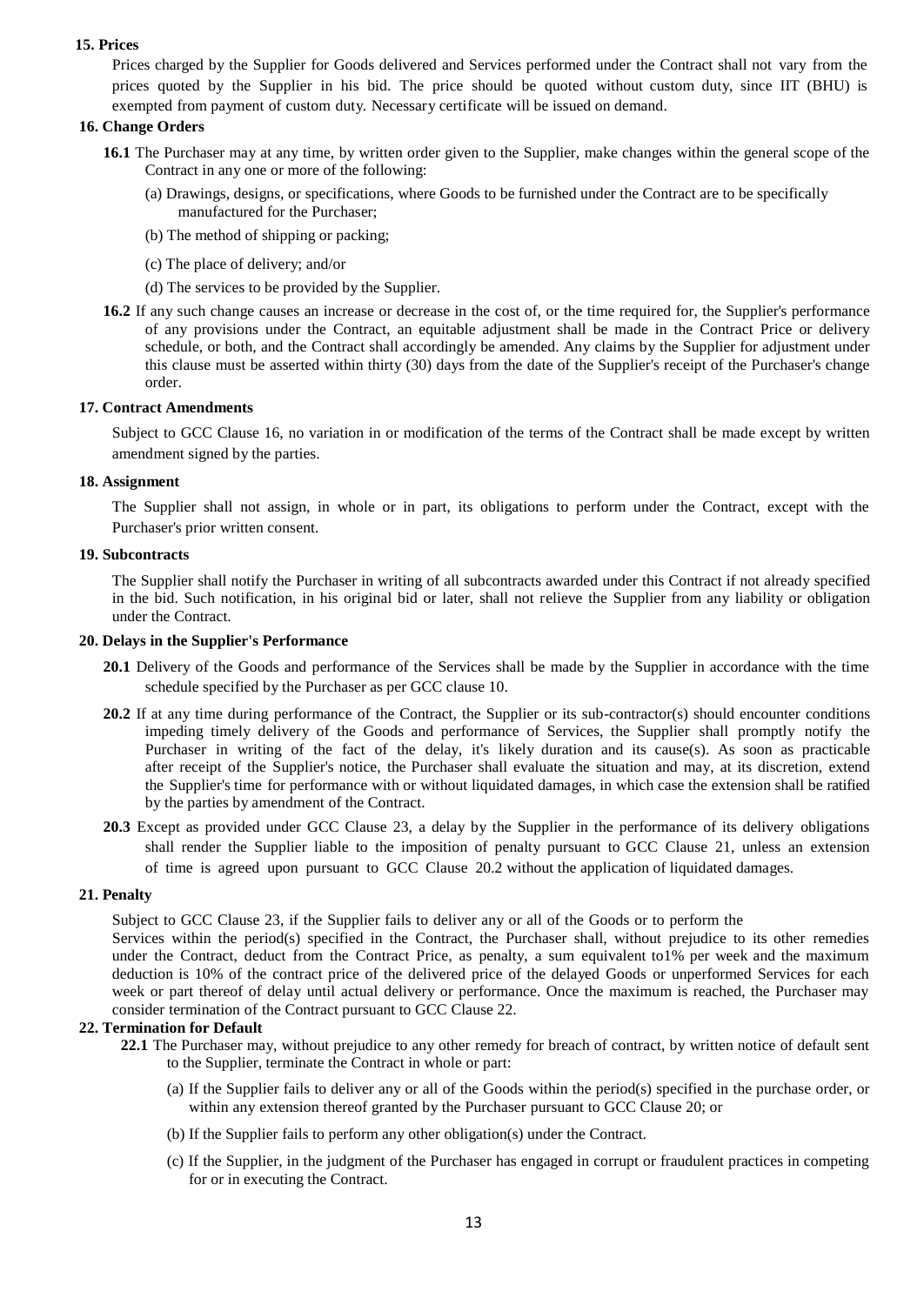### 15. Prices

Prices charged by the Supplier for Goods delivered and Services performed under the Contract shall not vary from the prices quoted by the Supplier in his bid. The price should be quoted without custom duty, since IIT (BHU) is exempted from payment of custom duty. Necessary certificate will be issued on demand.

### 16. Change Orders

**16.1** The Purchaser may at any time, by written order given to the Supplier, make changes within the general scope of the Contract in any one or more of the following:

(a) Drawings, designs, or specifications, where Goods to be furnished under the Contract are to be specifically manufactured for the Purchaser;

(b) The method of shipping or packing;

(c) The place of delivery; and/or

(d) The services to be provided by the Supplier.

**16.2** If any such change causes an increase or decrease in the cost of, or the time required for, the Supplier's performance of any provisions under the Contract, an equitable adjustment shall be made in the Contract Price or delivery schedule, or both, and the Contract shall accordingly be amended. Any claims by the Supplier for adjustment under this clause must be asserted within thirty (30) days from the date of the Supplier's receipt of the Purchaser's change order.

### 17. Contract Amendments

Subject to GCC Clause 16, no variation in or modification of the terms of the Contract shall be made except by written amendment signed by the parties.

### 18. Assignment

The Supplier shall not assign, in whole or in part, its obligations to perform under the Contract, except with the Purchaser's prior written consent.

### 19. Subcontracts

The Supplier shall notify the Purchaser in writing of all subcontracts awarded under this Contract if not already specified in the bid. Such notification, in his original bid or later, shall not relieve the Supplier from any liability or obligation under the Contract.

### 20. Delays in the Supplier's Performance

**20.1** Delivery of the Goods and performance of the Services shall be made by the Supplier in accordance with the time schedule specified by the Purchaser as per GCC clause 10.

**20.2** If at any time during performance of the Contract, the Supplier or its sub-contractor(s) should encounter conditions impeding timely delivery of the Goods and performance of Services, the Supplier shall promptly notify the Purchaser in writing of the fact of the delay, it's likely duration and its cause(s). As soon as practicable after receipt of the Supplier's notice, the Purchaser shall evaluate the situation and may, at its discretion, extend the Supplier's time for performance with or without liquidated damages, in which case the extension shall be ratified by the parties by amendment of the Contract.

**20.3** Except as provided under GCC Clause 23, a delay by the Supplier in the performance of its delivery obligations shall render the Supplier liable to the imposition of penalty pursuant to GCC Clause 21, unless an extension of time is agreed upon pursuant to GCC Clause 20.2 without the application of liquidated damages.

### 21. Penalty

Subject to GCC Clause 23, if the Supplier fails to deliver any or all of the Goods or to perform the Services within the period(s) specified in the Contract, the Purchaser shall, without prejudice to its other remedies under the Contract, deduct from the Contract Price, as penalty, a sum equivalent to1% per week and the maximum deduction is 10% of the contract price of the delivered price of the delayed Goods or unperformed Services for each week or part thereof of delay until actual delivery or performance. Once the maximum is reached, the Purchaser may consider termination of the Contract pursuant to GCC Clause 22.

### 22. Termination for Default

**22.1** The Purchaser may, without prejudice to any other remedy for breach of contract, by written notice of default sent to the Supplier, terminate the Contract in whole or part:

(a) If the Supplier fails to deliver any or all of the Goods within the period(s) specified in the purchase order, or within any extension thereof granted by the Purchaser pursuant to GCC Clause 20; or

(b) If the Supplier fails to perform any other obligation(s) under the Contract.

(c) If the Supplier, in the judgment of the Purchaser has engaged in corrupt or fraudulent practices in competing for or in executing the Contract.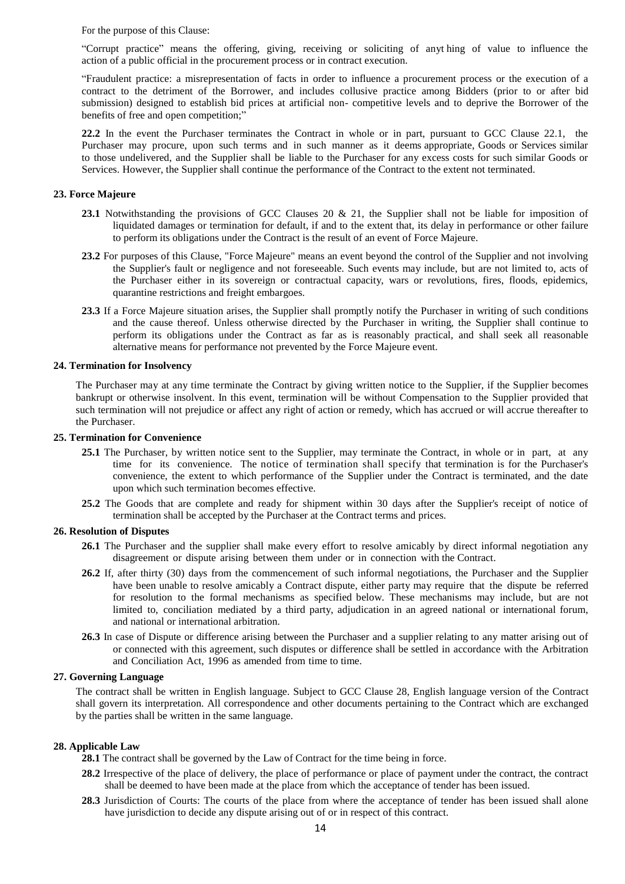For the purpose of this Clause:

"Corrupt practice" means the offering, giving, receiving or soliciting of anyt hing of value to influence the action of a public official in the procurement process or in contract execution.

"Fraudulent practice: a misrepresentation of facts in order to influence a procurement process or the execution of a contract to the detriment of the Borrower, and includes collusive practice among Bidders (prior to or after bid submission) designed to establish bid prices at artificial non- competitive levels and to deprive the Borrower of the benefits of free and open competition;"

**22.2** In the event the Purchaser terminates the Contract in whole or in part, pursuant to GCC Clause 22.1, the Purchaser may procure, upon such terms and in such manner as it deems appropriate, Goods or Services similar to those undelivered, and the Supplier shall be liable to the Purchaser for any excess costs for such similar Goods or Services. However, the Supplier shall continue the performance of the Contract to the extent not terminated.

### 23. Force Majeure

**23.1** Notwithstanding the provisions of GCC Clauses 20 & 21, the Supplier shall not be liable for imposition of liquidated damages or termination for default, if and to the extent that, its delay in performance or other failure to perform its obligations under the Contract is the result of an event of Force Majeure.

**23.2** For purposes of this Clause, "Force Majeure" means an event beyond the control of the Supplier and not involving the Supplier's fault or negligence and not foreseeable. Such events may include, but are not limited to, acts of the Purchaser either in its sovereign or contractual capacity, wars or revolutions, fires, floods, epidemics, quarantine restrictions and freight embargoes.

**23.3** If a Force Majeure situation arises, the Supplier shall promptly notify the Purchaser in writing of such conditions and the cause thereof. Unless otherwise directed by the Purchaser in writing, the Supplier shall continue to perform its obligations under the Contract as far as is reasonably practical, and shall seek all reasonable alternative means for performance not prevented by the Force Majeure event.

### 24. Termination for Insolvency

The Purchaser may at any time terminate the Contract by giving written notice to the Supplier, if the Supplier becomes bankrupt or otherwise insolvent. In this event, termination will be without Compensation to the Supplier provided that such termination will not prejudice or affect any right of action or remedy, which has accrued or will accrue thereafter to the Purchaser.

### 25. Termination for Convenience

**25.1** The Purchaser, by written notice sent to the Supplier, may terminate the Contract, in whole or in part, at any time for its convenience. The notice of termination shall specify that termination is for the Purchaser's convenience, the extent to which performance of the Supplier under the Contract is terminated, and the date upon which such termination becomes effective.

**25.2** The Goods that are complete and ready for shipment within 30 days after the Supplier's receipt of notice of termination shall be accepted by the Purchaser at the Contract terms and prices.

### 26. Resolution of Disputes

**26.1** The Purchaser and the supplier shall make every effort to resolve amicably by direct informal negotiation any disagreement or dispute arising between them under or in connection with the Contract.

**26.2** If, after thirty (30) days from the commencement of such informal negotiations, the Purchaser and the Supplier have been unable to resolve amicably a Contract dispute, either party may require that the dispute be referred for resolution to the formal mechanisms as specified below. These mechanisms may include, but are not limited to, conciliation mediated by a third party, adjudication in an agreed national or international forum, and national or international arbitration.

**26.3** In case of Dispute or difference arising between the Purchaser and a supplier relating to any matter arising out of or connected with this agreement, such disputes or difference shall be settled in accordance with the Arbitration and Conciliation Act, 1996 as amended from time to time.

### 27. Governing Language

The contract shall be written in English language. Subject to GCC Clause 28, English language version of the Contract shall govern its interpretation. All correspondence and other documents pertaining to the Contract which are exchanged by the parties shall be written in the same language.

### 28. Applicable Law

**28.1** The contract shall be governed by the Law of Contract for the time being in force.

**28.2** Irrespective of the place of delivery, the place of performance or place of payment under the contract, the contract shall be deemed to have been made at the place from which the acceptance of tender has been issued.

**28.3** Jurisdiction of Courts: The courts of the place from where the acceptance of tender has been issued shall alone have jurisdiction to decide any dispute arising out of or in respect of this contract.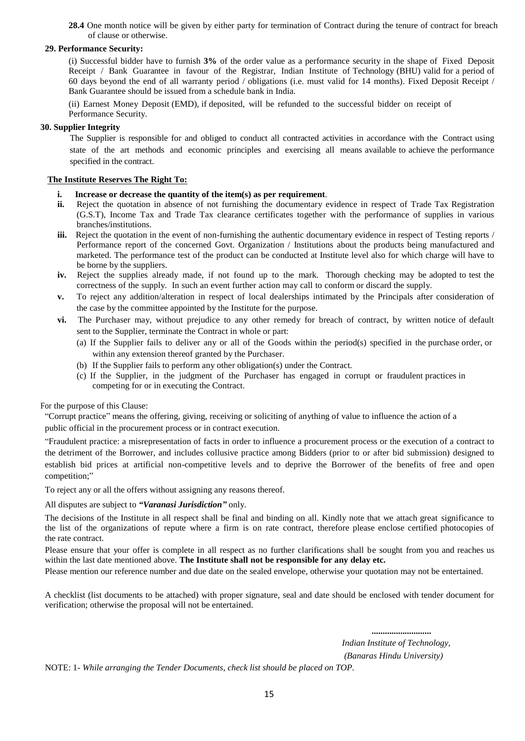**28.4** One month notice will be given by either party for termination of Contract during the tenure of contract for breach of clause or otherwise.

**29. Performance Security:**

(i) Successful bidder have to furnish **3%** of the order value as a performance security in the shape of Fixed Deposit Receipt / Bank Guarantee in favour of the Registrar, Indian Institute of Technology (BHU) valid for a period of 60 days beyond the end of all warranty period / obligations (i.e. must valid for 14 months). Fixed Deposit Receipt / Bank Guarantee should be issued from a schedule bank in India.

(ii) Earnest Money Deposit (EMD), if deposited, will be refunded to the successful bidder on receipt of Performance Security.

**30. Supplier Integrity**

The Supplier is responsible for and obliged to conduct all contracted activities in accordance with the Contract using state of the art methods and economic principles and exercising all means available to achieve the performance specified in the contract.

**The Institute Reserves The Right To:**

- **i. Increase or decrease the quantity of the item(s) as per requirement**.
- **ii.** Reject the quotation in absence of not furnishing the documentary evidence in respect of Trade Tax Registration (G.S.T), Income Tax and Trade Tax clearance certificates together with the performance of supplies in various branches/institutions.
- **iii.** Reject the quotation in the event of non-furnishing the authentic documentary evidence in respect of Testing reports / Performance report of the concerned Govt. Organization / Institutions about the products being manufactured and marketed. The performance test of the product can be conducted at Institute level also for which charge will have to be borne by the suppliers.
- **iv.** Reject the supplies already made, if not found up to the mark. Thorough checking may be adopted to test the correctness of the supply. In such an event further action may call to conform or discard the supply.
- **v.** To reject any addition/alteration in respect of local dealerships intimated by the Principals after consideration of the case by the committee appointed by the Institute for the purpose.
- **vi.** The Purchaser may, without prejudice to any other remedy for breach of contract, by written notice of default sent to the Supplier, terminate the Contract in whole or part:
  - (a) If the Supplier fails to deliver any or all of the Goods within the period(s) specified in the purchase order, or within any extension thereof granted by the Purchaser.
  - (b) If the Supplier fails to perform any other obligation(s) under the Contract.
  - (c) If the Supplier, in the judgment of the Purchaser has engaged in corrupt or fraudulent practices in competing for or in executing the Contract.

For the purpose of this Clause:

"Corrupt practice" means the offering, giving, receiving or soliciting of anything of value to influence the action of a public official in the procurement process or in contract execution.

"Fraudulent practice: a misrepresentation of facts in order to influence a procurement process or the execution of a contract to the detriment of the Borrower, and includes collusive practice among Bidders (prior to or after bid submission) designed to establish bid prices at artificial non-competitive levels and to deprive the Borrower of the benefits of free and open competition;"

To reject any or all the offers without assigning any reasons thereof.

All disputes are subject to ***"Varanasi Jurisdiction"*** only.

The decisions of the Institute in all respect shall be final and binding on all. Kindly note that we attach great significance to the list of the organizations of repute where a firm is on rate contract, therefore please enclose certified photocopies of the rate contract.

Please ensure that your offer is complete in all respect as no further clarifications shall be sought from you and reaches us within the last date mentioned above. **The Institute shall not be responsible for any delay etc.**

Please mention our reference number and due date on the sealed envelope, otherwise your quotation may not be entertained.

A checklist (list documents to be attached) with proper signature, seal and date should be enclosed with tender document for verification; otherwise the proposal will not be entertained.

**..........................**

*Indian Institute of Technology,*

*(Banaras Hindu University)*

NOTE: 1- *While arranging the Tender Documents, check list should be placed on TOP.*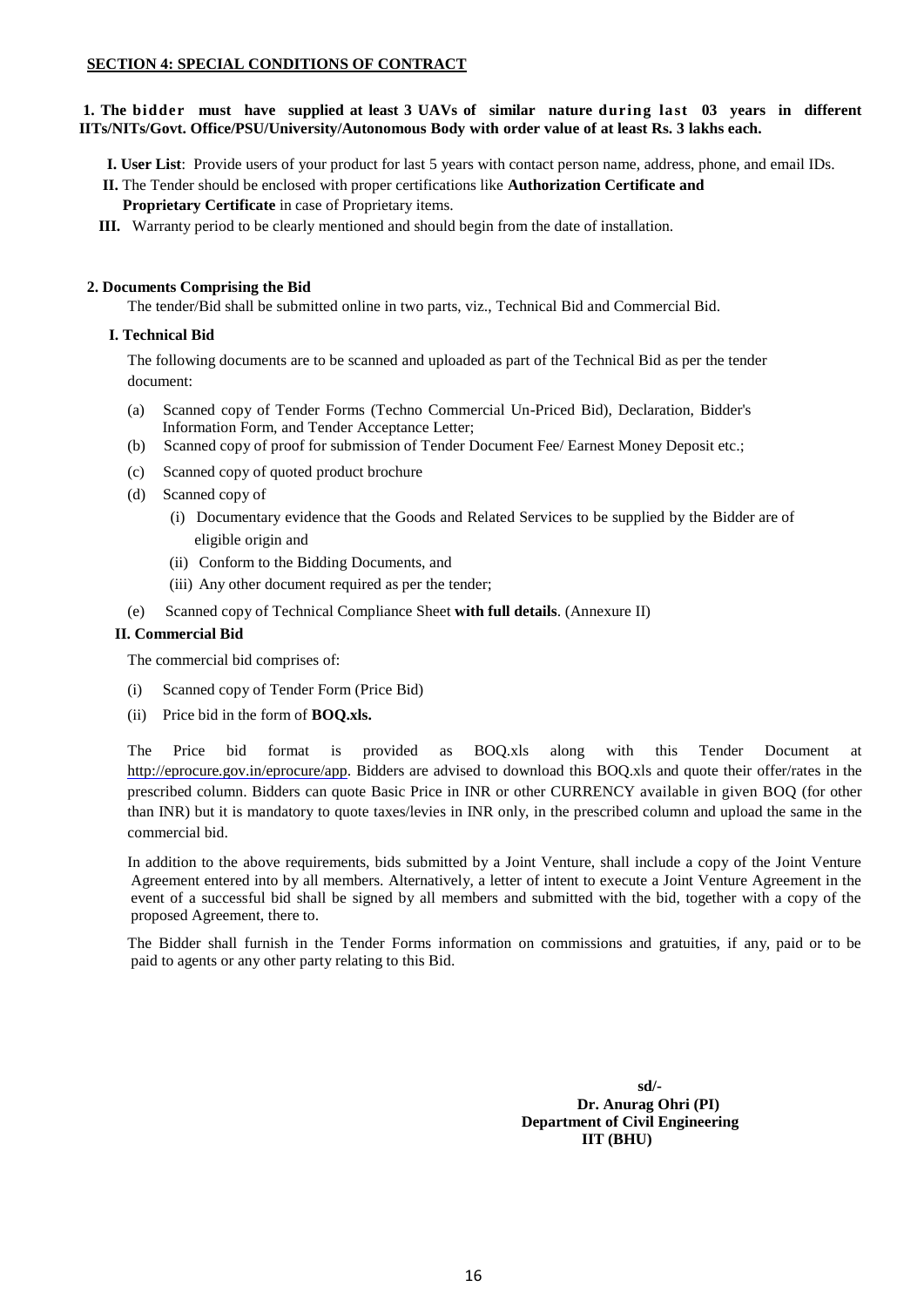## SECTION 4: SPECIAL CONDITIONS OF CONTRACT

**1. The bidder must have supplied at least 3 UAVs of similar nature during last 03 years in different IITs/NITs/Govt. Office/PSU/University/Autonomous Body with order value of at least Rs. 3 lakhs each.**

**I. User List**: Provide users of your product for last 5 years with contact person name, address, phone, and email IDs.

**II.** The Tender should be enclosed with proper certifications like **Authorization Certificate and Proprietary Certificate** in case of Proprietary items.

**III.** Warranty period to be clearly mentioned and should begin from the date of installation.

**2. Documents Comprising the Bid**

The tender/Bid shall be submitted online in two parts, viz., Technical Bid and Commercial Bid.

**I. Technical Bid**

The following documents are to be scanned and uploaded as part of the Technical Bid as per the tender document:

(a) Scanned copy of Tender Forms (Techno Commercial Un-Priced Bid), Declaration, Bidder's Information Form, and Tender Acceptance Letter;

(b) Scanned copy of proof for submission of Tender Document Fee/ Earnest Money Deposit etc.;

(c) Scanned copy of quoted product brochure

(d) Scanned copy of

- (i) Documentary evidence that the Goods and Related Services to be supplied by the Bidder are of eligible origin and
- (ii) Conform to the Bidding Documents, and
- (iii) Any other document required as per the tender;

(e) Scanned copy of Technical Compliance Sheet **with full details**. (Annexure II)

**II. Commercial Bid**

The commercial bid comprises of:

(i) Scanned copy of Tender Form (Price Bid)

(ii) Price bid in the form of **BOQ.xls.**

The Price bid format is provided as BOQ.xls along with this Tender Document at http://eprocure.gov.in/eprocure/app. Bidders are advised to download this BOQ.xls and quote their offer/rates in the prescribed column. Bidders can quote Basic Price in INR or other CURRENCY available in given BOQ (for other than INR) but it is mandatory to quote taxes/levies in INR only, in the prescribed column and upload the same in the commercial bid.

In addition to the above requirements, bids submitted by a Joint Venture, shall include a copy of the Joint Venture Agreement entered into by all members. Alternatively, a letter of intent to execute a Joint Venture Agreement in the event of a successful bid shall be signed by all members and submitted with the bid, together with a copy of the proposed Agreement, there to.

The Bidder shall furnish in the Tender Forms information on commissions and gratuities, if any, paid or to be paid to agents or any other party relating to this Bid.

**sd/-**
**Dr. Anurag Ohri (PI)**
**Department of Civil Engineering**
**IIT (BHU)**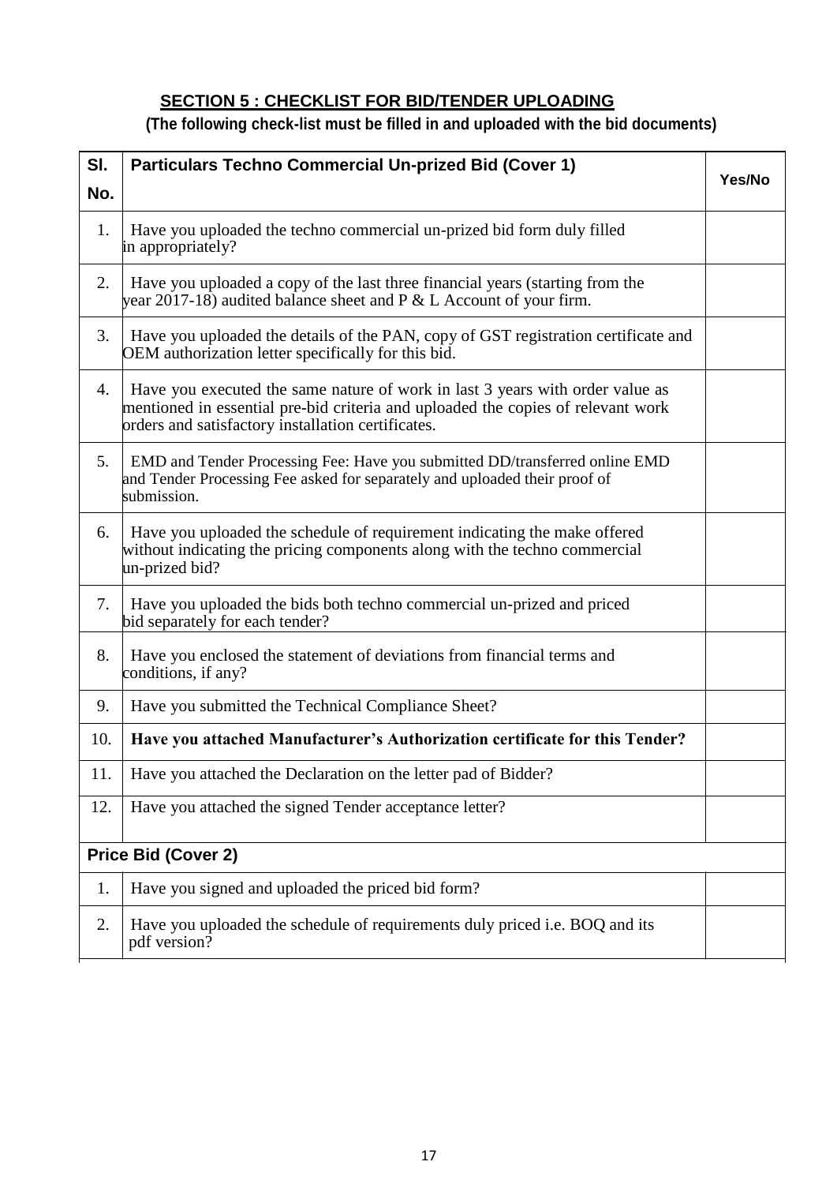## SECTION 5 : CHECKLIST FOR BID/TENDER UPLOADING

**(The following check-list must be filled in and uploaded with the bid documents)**

| Sl. No. | Particulars Techno Commercial Un-prized Bid (Cover 1) | Yes/No |
|---|---|---|
| 1. | Have you uploaded the techno commercial un-prized bid form duly filled in appropriately? | |
| 2. | Have you uploaded a copy of the last three financial years (starting from the year 2017-18) audited balance sheet and P & L Account of your firm. | |
| 3. | Have you uploaded the details of the PAN, copy of GST registration certificate and OEM authorization letter specifically for this bid. | |
| 4. | Have you executed the same nature of work in last 3 years with order value as mentioned in essential pre-bid criteria and uploaded the copies of relevant work orders and satisfactory installation certificates. | |
| 5. | EMD and Tender Processing Fee: Have you submitted DD/transferred online EMD and Tender Processing Fee asked for separately and uploaded their proof of submission. | |
| 6. | Have you uploaded the schedule of requirement indicating the make offered without indicating the pricing components along with the techno commercial un-prized bid? | |
| 7. | Have you uploaded the bids both techno commercial un-prized and priced bid separately for each tender? | |
| 8. | Have you enclosed the statement of deviations from financial terms and conditions, if any? | |
| 9. | Have you submitted the Technical Compliance Sheet? | |
| 10. | **Have you attached Manufacturer's Authorization certificate for this Tender?** | |
| 11. | Have you attached the Declaration on the letter pad of Bidder? | |
| 12. | Have you attached the signed Tender acceptance letter? | |
| **Price Bid (Cover 2)** | | |
| 1. | Have you signed and uploaded the priced bid form? | |
| 2. | Have you uploaded the schedule of requirements duly priced i.e. BOQ and its pdf version? | |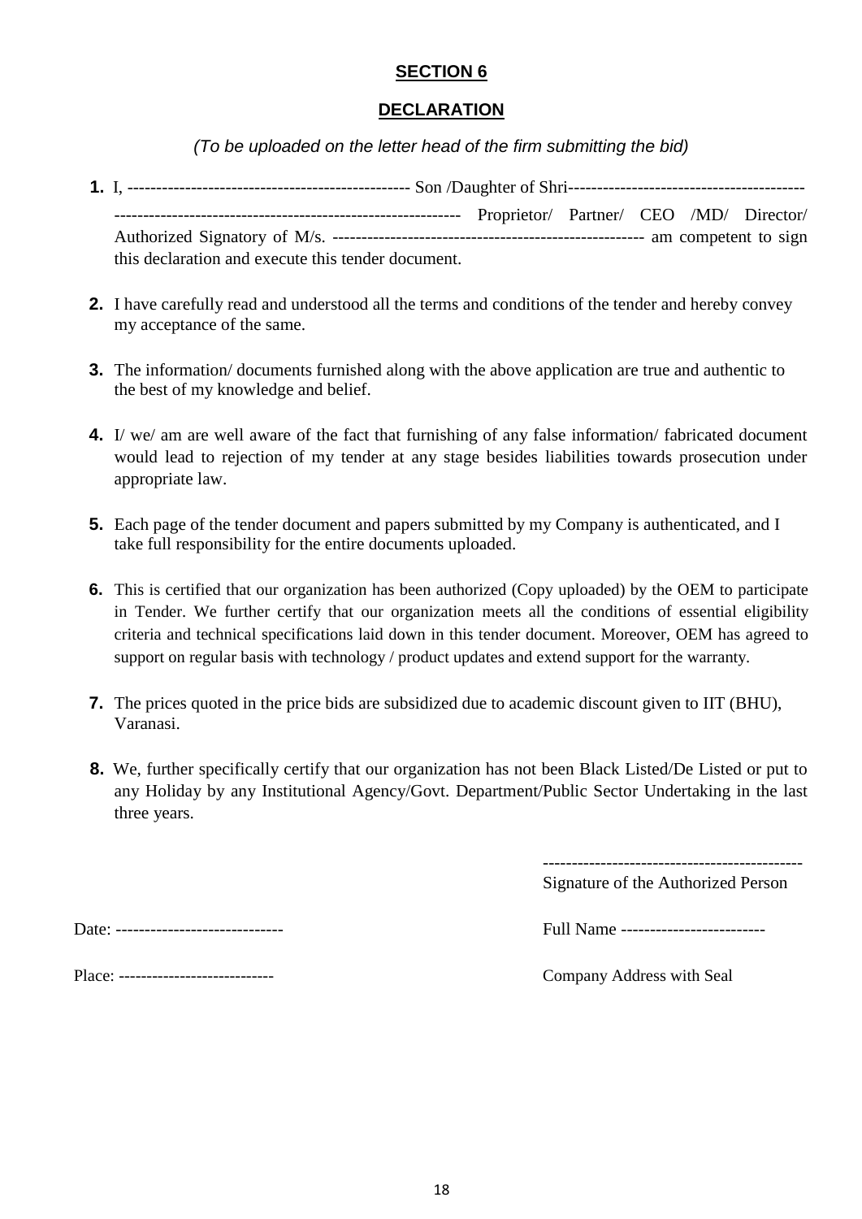## SECTION 6

## DECLARATION

*(To be uploaded on the letter head of the firm submitting the bid)*

1. I, ------------------------------------------------ Son /Daughter of Shri----------------------------------------- ----------------------------------------------------------- Proprietor/ Partner/ CEO /MD/ Director/ Authorized Signatory of M/s. ----------------------------------------------------- am competent to sign this declaration and execute this tender document.

2. I have carefully read and understood all the terms and conditions of the tender and hereby convey my acceptance of the same.

3. The information/ documents furnished along with the above application are true and authentic to the best of my knowledge and belief.

4. I/ we/ am are well aware of the fact that furnishing of any false information/ fabricated document would lead to rejection of my tender at any stage besides liabilities towards prosecution under appropriate law.

5. Each page of the tender document and papers submitted by my Company is authenticated, and I take full responsibility for the entire documents uploaded.

6. This is certified that our organization has been authorized (Copy uploaded) by the OEM to participate in Tender. We further certify that our organization meets all the conditions of essential eligibility criteria and technical specifications laid down in this tender document. Moreover, OEM has agreed to support on regular basis with technology / product updates and extend support for the warranty.

7. The prices quoted in the price bids are subsidized due to academic discount given to IIT (BHU), Varanasi.

8. We, further specifically certify that our organization has not been Black Listed/De Listed or put to any Holiday by any Institutional Agency/Govt. Department/Public Sector Undertaking in the last three years.

---------------------------------------------
Signature of the Authorized Person

Date: -----------------------------

Full Name -------------------------

Place: ---------------------------

Company Address with Seal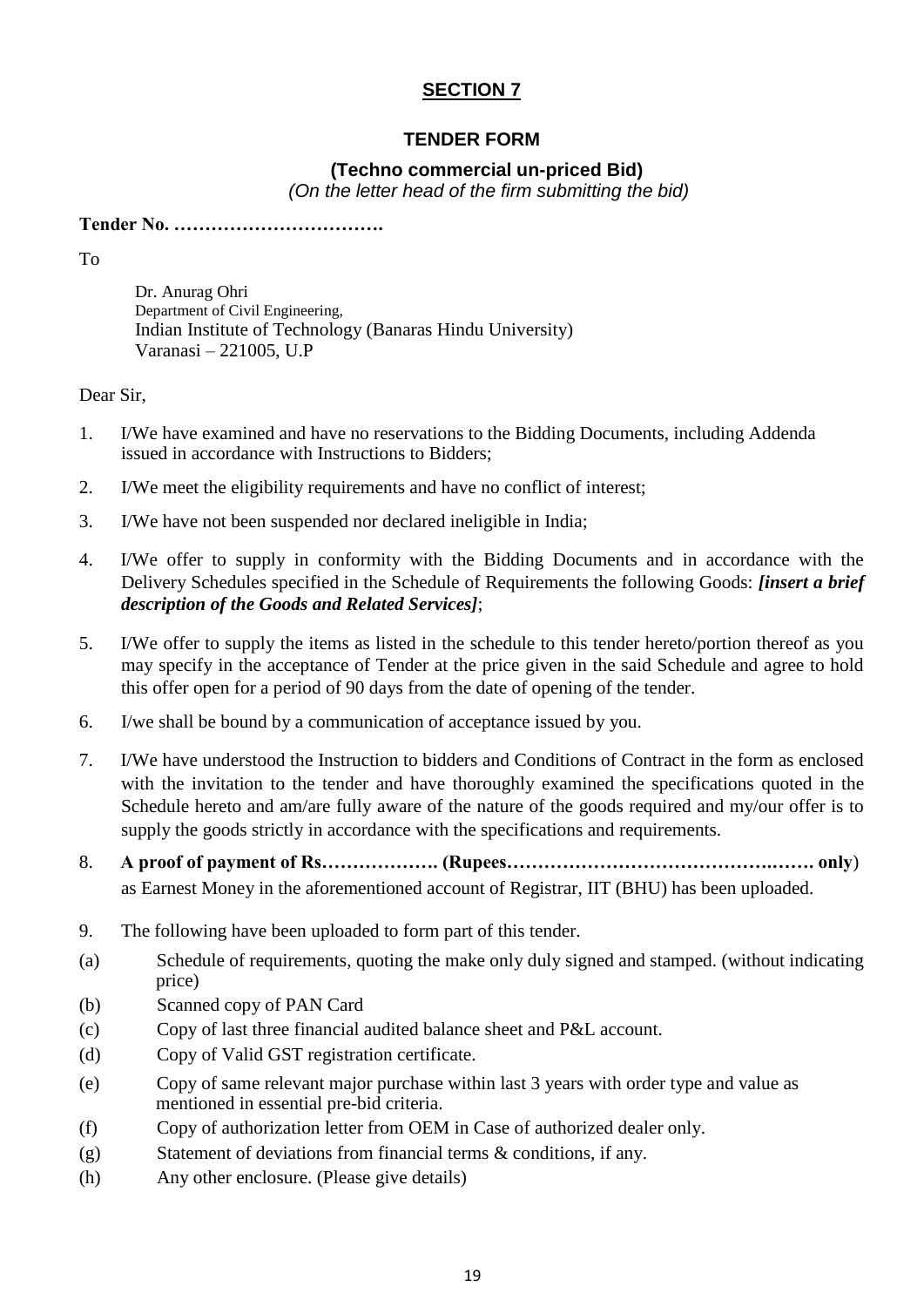## SECTION 7

### TENDER FORM

**(Techno commercial un-priced Bid)**
*(On the letter head of the firm submitting the bid)*

**Tender No. …………………………….**

To

Dr. Anurag Ohri
Department of Civil Engineering,
Indian Institute of Technology (Banaras Hindu University)
Varanasi – 221005, U.P

Dear Sir,

1. I/We have examined and have no reservations to the Bidding Documents, including Addenda issued in accordance with Instructions to Bidders;
2. I/We meet the eligibility requirements and have no conflict of interest;
3. I/We have not been suspended nor declared ineligible in India;
4. I/We offer to supply in conformity with the Bidding Documents and in accordance with the Delivery Schedules specified in the Schedule of Requirements the following Goods: ***[insert a brief description of the Goods and Related Services]***;
5. I/We offer to supply the items as listed in the schedule to this tender hereto/portion thereof as you may specify in the acceptance of Tender at the price given in the said Schedule and agree to hold this offer open for a period of 90 days from the date of opening of the tender.
6. I/we shall be bound by a communication of acceptance issued by you.
7. I/We have understood the Instruction to bidders and Conditions of Contract in the form as enclosed with the invitation to the tender and have thoroughly examined the specifications quoted in the Schedule hereto and am/are fully aware of the nature of the goods required and my/our offer is to supply the goods strictly in accordance with the specifications and requirements.
8. **A proof of payment of Rs………………. (Rupees…………………………………….……. only**) as Earnest Money in the aforementioned account of Registrar, IIT (BHU) has been uploaded.
9. The following have been uploaded to form part of this tender.

(a) Schedule of requirements, quoting the make only duly signed and stamped. (without indicating price)
(b) Scanned copy of PAN Card
(c) Copy of last three financial audited balance sheet and P&L account.
(d) Copy of Valid GST registration certificate.
(e) Copy of same relevant major purchase within last 3 years with order type and value as mentioned in essential pre-bid criteria.
(f) Copy of authorization letter from OEM in Case of authorized dealer only.
(g) Statement of deviations from financial terms & conditions, if any.
(h) Any other enclosure. (Please give details)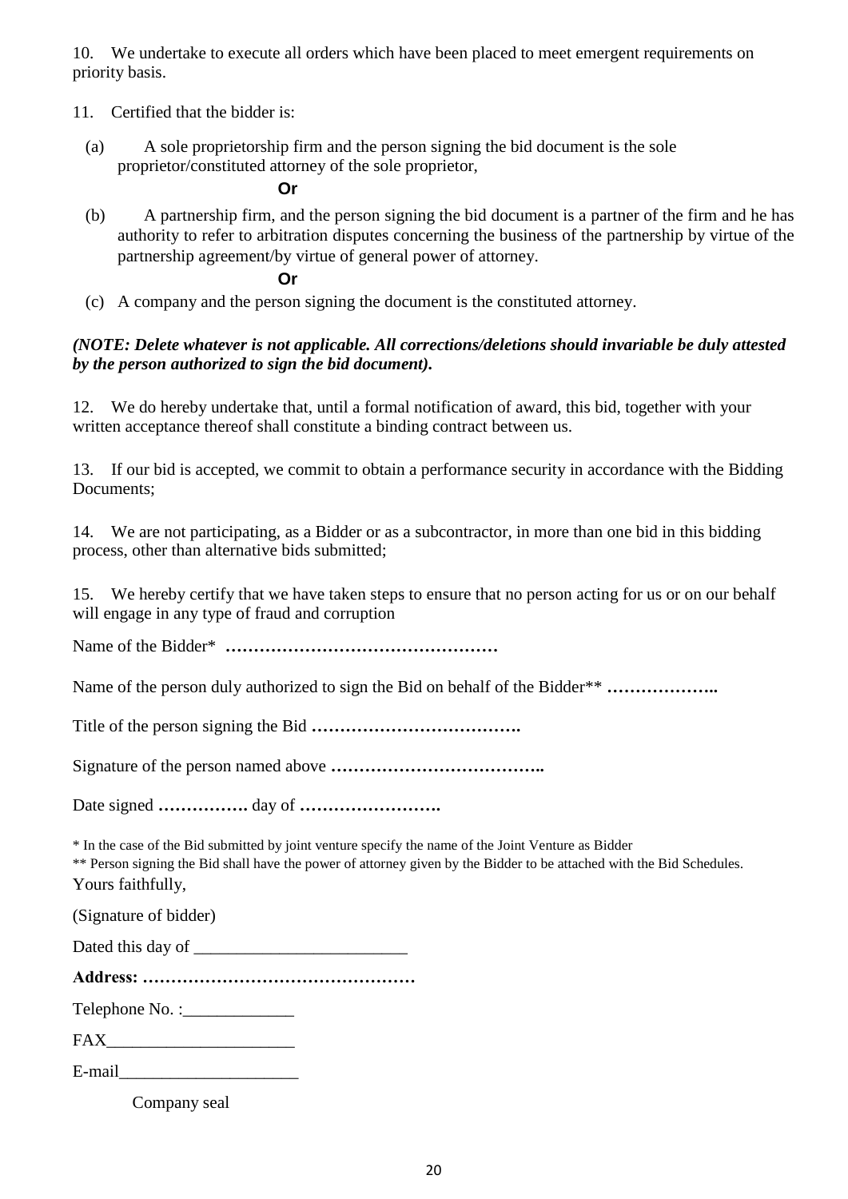10. We undertake to execute all orders which have been placed to meet emergent requirements on priority basis.

11. Certified that the bidder is:

(a) A sole proprietorship firm and the person signing the bid document is the sole proprietor/constituted attorney of the sole proprietor,

**Or**

(b) A partnership firm, and the person signing the bid document is a partner of the firm and he has authority to refer to arbitration disputes concerning the business of the partnership by virtue of the partnership agreement/by virtue of general power of attorney.

**Or**

(c) A company and the person signing the document is the constituted attorney.

***(NOTE: Delete whatever is not applicable. All corrections/deletions should invariable be duly attested by the person authorized to sign the bid document).***

12. We do hereby undertake that, until a formal notification of award, this bid, together with your written acceptance thereof shall constitute a binding contract between us.

13. If our bid is accepted, we commit to obtain a performance security in accordance with the Bidding Documents;

14. We are not participating, as a Bidder or as a subcontractor, in more than one bid in this bidding process, other than alternative bids submitted;

15. We hereby certify that we have taken steps to ensure that no person acting for us or on our behalf will engage in any type of fraud and corruption

Name of the Bidder* **…………………………………………**

Name of the person duly authorized to sign the Bid on behalf of the Bidder** **………………..**

Title of the person signing the Bid **……………………………….**

Signature of the person named above **………………………………..**

Date signed **…………….** day of **…………………….**

\* In the case of the Bid submitted by joint venture specify the name of the Joint Venture as Bidder

\** Person signing the Bid shall have the power of attorney given by the Bidder to be attached with the Bid Schedules.

Yours faithfully,

(Signature of bidder)

Dated this day of ________________________

**Address: …………………………………………**

Telephone No. :____________

FAX_____________________

E-mail____________________

Company seal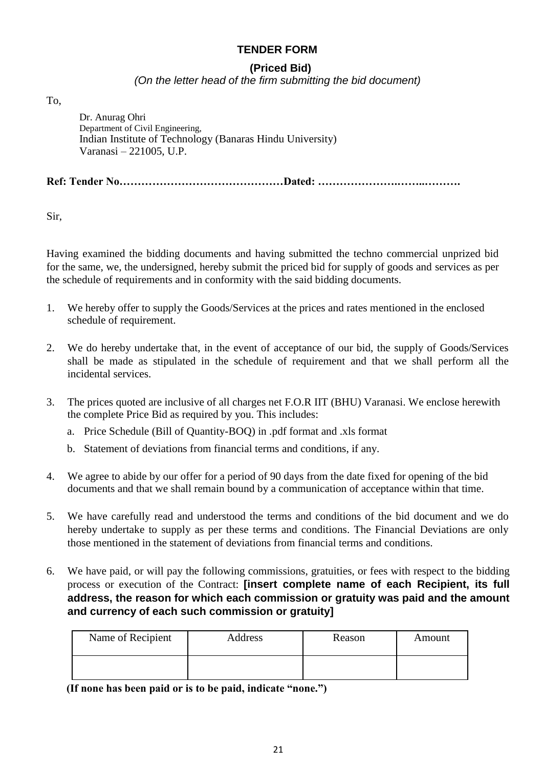## TENDER FORM

### (Priced Bid)

*(On the letter head of the firm submitting the bid document)*

To,

Dr. Anurag Ohri
Department of Civil Engineering,
Indian Institute of Technology (Banaras Hindu University)
Varanasi – 221005, U.P.

**Ref: Tender No………………………………………Dated: ………………….……..……….**

Sir,

Having examined the bidding documents and having submitted the techno commercial unprized bid for the same, we, the undersigned, hereby submit the priced bid for supply of goods and services as per the schedule of requirements and in conformity with the said bidding documents.

1. We hereby offer to supply the Goods/Services at the prices and rates mentioned in the enclosed schedule of requirement.

2. We do hereby undertake that, in the event of acceptance of our bid, the supply of Goods/Services shall be made as stipulated in the schedule of requirement and that we shall perform all the incidental services.

3. The prices quoted are inclusive of all charges net F.O.R IIT (BHU) Varanasi. We enclose herewith the complete Price Bid as required by you. This includes:
   a. Price Schedule (Bill of Quantity-BOQ) in .pdf format and .xls format
   b. Statement of deviations from financial terms and conditions, if any.

4. We agree to abide by our offer for a period of 90 days from the date fixed for opening of the bid documents and that we shall remain bound by a communication of acceptance within that time.

5. We have carefully read and understood the terms and conditions of the bid document and we do hereby undertake to supply as per these terms and conditions. The Financial Deviations are only those mentioned in the statement of deviations from financial terms and conditions.

6. We have paid, or will pay the following commissions, gratuities, or fees with respect to the bidding process or execution of the Contract: **[insert complete name of each Recipient, its full address, the reason for which each commission or gratuity was paid and the amount and currency of each such commission or gratuity]**

| Name of Recipient | Address | Reason | Amount |
|---|---|---|---|
| | | | |

**(If none has been paid or is to be paid, indicate "none.")**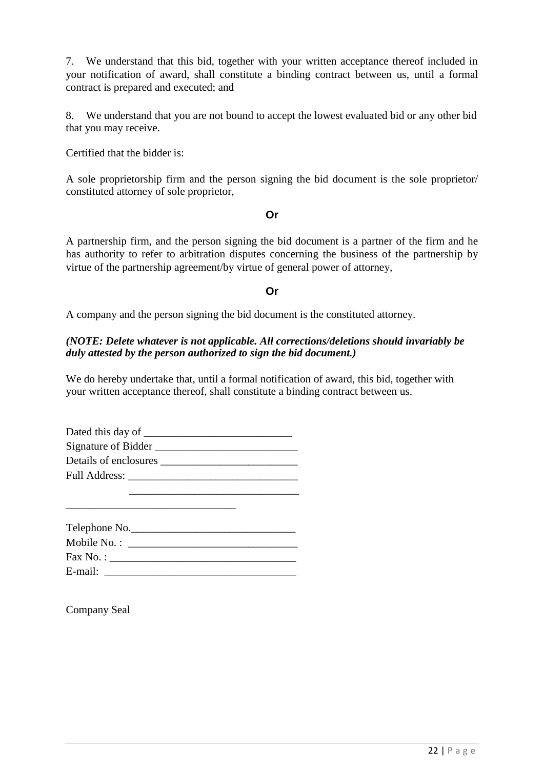7. We understand that this bid, together with your written acceptance thereof included in your notification of award, shall constitute a binding contract between us, until a formal contract is prepared and executed; and

8. We understand that you are not bound to accept the lowest evaluated bid or any other bid that you may receive.

Certified that the bidder is:

A sole proprietorship firm and the person signing the bid document is the sole proprietor/ constituted attorney of sole proprietor,

**Or**

A partnership firm, and the person signing the bid document is a partner of the firm and he has authority to refer to arbitration disputes concerning the business of the partnership by virtue of the partnership agreement/by virtue of general power of attorney,

**Or**

A company and the person signing the bid document is the constituted attorney.

***(NOTE: Delete whatever is not applicable. All corrections/deletions should invariably be duly attested by the person authorized to sign the bid document.)***

We do hereby undertake that, until a formal notification of award, this bid, together with your written acceptance thereof, shall constitute a binding contract between us.

Dated this day of ___________________________

Signature of Bidder __________________________

Details of enclosures _________________________

Full Address: _______________________________

_______________________________

______________________________

Telephone No.______________________________

Mobile No. : _______________________________

Fax No. : __________________________________

E-mail: ___________________________________

Company Seal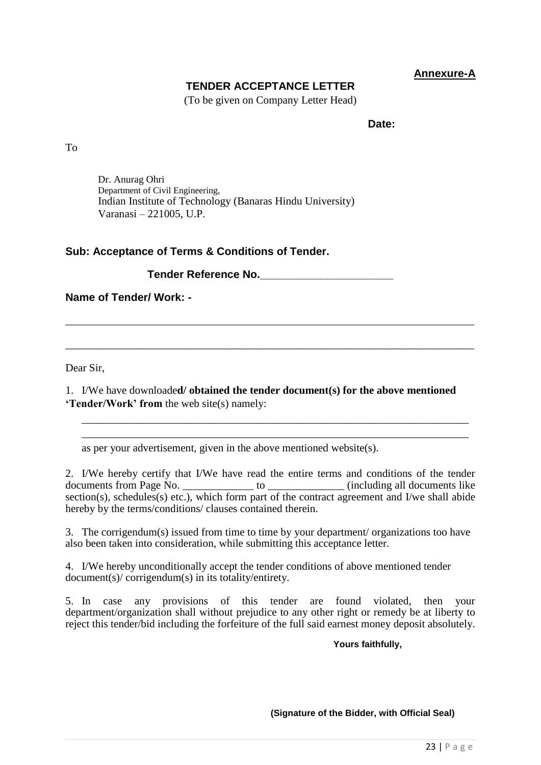**Annexure-A**

## TENDER ACCEPTANCE LETTER

(To be given on Company Letter Head)

**Date:**

To

Dr. Anurag Ohri
Department of Civil Engineering,
Indian Institute of Technology (Banaras Hindu University)
Varanasi – 221005, U.P.

**Sub: Acceptance of Terms & Conditions of Tender.**

**Tender Reference No.______________________**

**Name of Tender/ Work: -**

___________________________________________________________________________

___________________________________________________________________________

Dear Sir,

1. I/We have downloade**d/ obtained the tender document(s) for the above mentioned 'Tender/Work' from** the web site(s) namely:

   ___________________________________________________________________________
   ___________________________________________________________________________

   as per your advertisement, given in the above mentioned website(s).

2. I/We hereby certify that I/We have read the entire terms and conditions of the tender documents from Page No. _____________ to ______________ (including all documents like section(s), schedules(s) etc.), which form part of the contract agreement and I/we shall abide hereby by the terms/conditions/ clauses contained therein.

3. The corrigendum(s) issued from time to time by your department/ organizations too have also been taken into consideration, while submitting this acceptance letter.

4. I/We hereby unconditionally accept the tender conditions of above mentioned tender document(s)/ corrigendum(s) in its totality/entirety.

5. In case any provisions of this tender are found violated, then your department/organization shall without prejudice to any other right or remedy be at liberty to reject this tender/bid including the forfeiture of the full said earnest money deposit absolutely.

**Yours faithfully,**

**(Signature of the Bidder, with Official Seal)**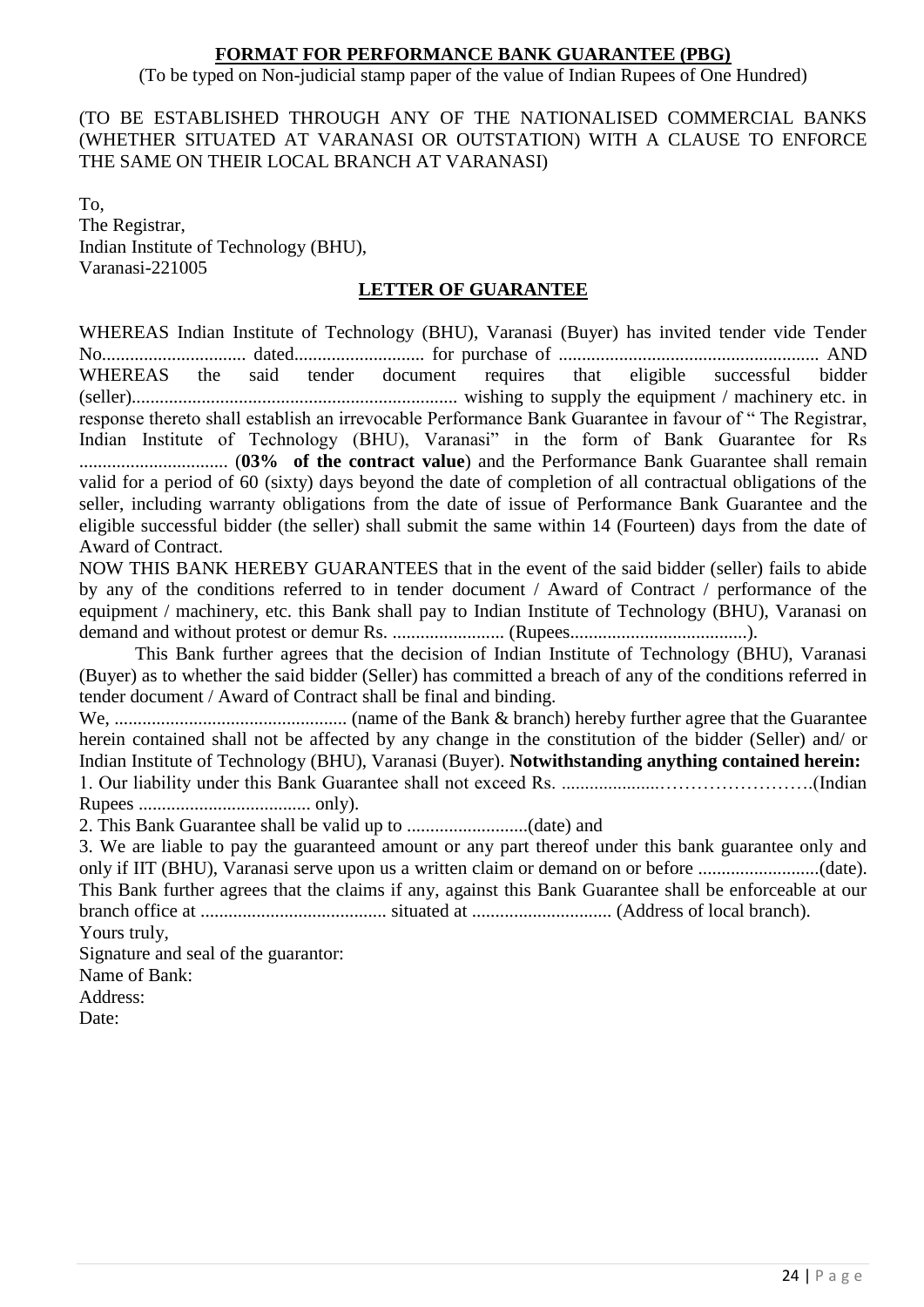## FORMAT FOR PERFORMANCE BANK GUARANTEE (PBG)

(To be typed on Non-judicial stamp paper of the value of Indian Rupees of One Hundred)

(TO BE ESTABLISHED THROUGH ANY OF THE NATIONALISED COMMERCIAL BANKS (WHETHER SITUATED AT VARANASI OR OUTSTATION) WITH A CLAUSE TO ENFORCE THE SAME ON THEIR LOCAL BRANCH AT VARANASI)

To,
The Registrar,
Indian Institute of Technology (BHU),
Varanasi-221005

## LETTER OF GUARANTEE

WHEREAS Indian Institute of Technology (BHU), Varanasi (Buyer) has invited tender vide Tender No............................... dated........................... for purchase of ........................................................ AND WHEREAS the said tender document requires that eligible successful bidder (seller)...................................................................... wishing to supply the equipment / machinery etc. in response thereto shall establish an irrevocable Performance Bank Guarantee in favour of " The Registrar, Indian Institute of Technology (BHU), Varanasi" in the form of Bank Guarantee for Rs ................................ (**03% of the contract value**) and the Performance Bank Guarantee shall remain valid for a period of 60 (sixty) days beyond the date of completion of all contractual obligations of the seller, including warranty obligations from the date of issue of Performance Bank Guarantee and the eligible successful bidder (the seller) shall submit the same within 14 (Fourteen) days from the date of Award of Contract.

NOW THIS BANK HEREBY GUARANTEES that in the event of the said bidder (seller) fails to abide by any of the conditions referred to in tender document / Award of Contract / performance of the equipment / machinery, etc. this Bank shall pay to Indian Institute of Technology (BHU), Varanasi on demand and without protest or demur Rs. ........................ (Rupees......................................).

This Bank further agrees that the decision of Indian Institute of Technology (BHU), Varanasi (Buyer) as to whether the said bidder (Seller) has committed a breach of any of the conditions referred in tender document / Award of Contract shall be final and binding.

We, .................................................. (name of the Bank & branch) hereby further agree that the Guarantee herein contained shall not be affected by any change in the constitution of the bidder (Seller) and/ or Indian Institute of Technology (BHU), Varanasi (Buyer). **Notwithstanding anything contained herein:**

1. Our liability under this Bank Guarantee shall not exceed Rs. ......................…………………….(Indian Rupees ..................................... only).
2. This Bank Guarantee shall be valid up to ..........................(date) and
3. We are liable to pay the guaranteed amount or any part thereof under this bank guarantee only and only if IIT (BHU), Varanasi serve upon us a written claim or demand on or before ..........................(date).

This Bank further agrees that the claims if any, against this Bank Guarantee shall be enforceable at our branch office at ........................................ situated at .............................. (Address of local branch).

Yours truly,

Signature and seal of the guarantor:
Name of Bank:
Address:
Date: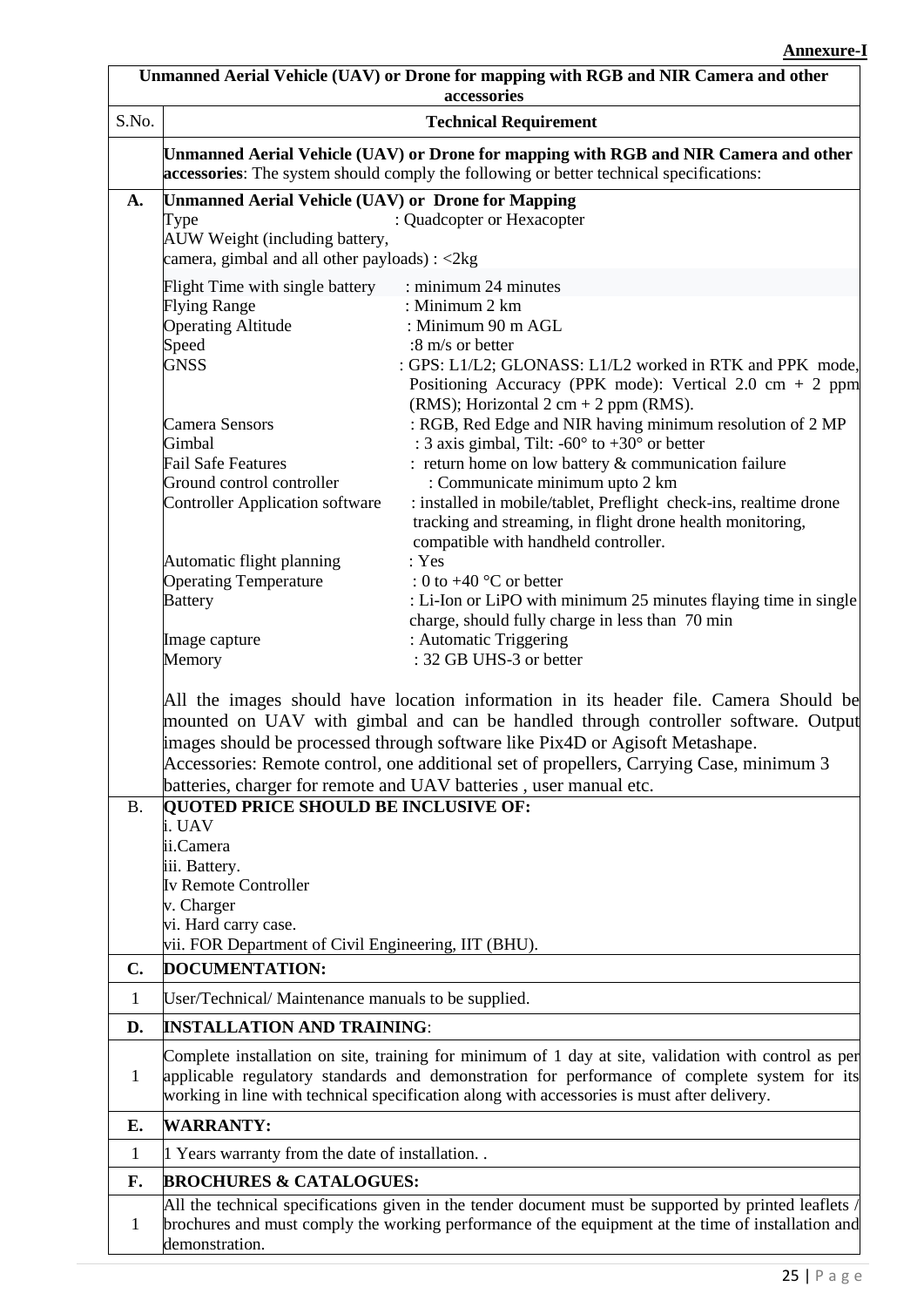**Annexure-I**

| **Unmanned Aerial Vehicle (UAV) or Drone for mapping with RGB and NIR Camera and other accessories** | |
|---|---|
| S.No. | **Technical Requirement** |
| | **Unmanned Aerial Vehicle (UAV) or Drone for mapping with RGB and NIR Camera and other accessories**: The system should comply the following or better technical specifications: |
| **A.** | **Unmanned Aerial Vehicle (UAV) or Drone for Mapping**<br>Type : Quadcopter or Hexacopter<br>AUW Weight (including battery, camera, gimbal and all other payloads) : <2kg<br><br>Flight Time with single battery : minimum 24 minutes<br>Flying Range : Minimum 2 km<br>Operating Altitude : Minimum 90 m AGL<br>Speed :8 m/s or better<br>GNSS : GPS: L1/L2; GLONASS: L1/L2 worked in RTK and PPK mode, Positioning Accuracy (PPK mode): Vertical 2.0 cm + 2 ppm (RMS); Horizontal 2 cm + 2 ppm (RMS).<br>Camera Sensors : RGB, Red Edge and NIR having minimum resolution of 2 MP<br>Gimbal : 3 axis gimbal, Tilt: -60° to +30° or better<br>Fail Safe Features : return home on low battery & communication failure<br>Ground control controller : Communicate minimum upto 2 km<br>Controller Application software : installed in mobile/tablet, Preflight check-ins, realtime drone tracking and streaming, in flight drone health monitoring, compatible with handheld controller.<br>Automatic flight planning : Yes<br>Operating Temperature : 0 to +40 °C or better<br>Battery : Li-Ion or LiPO with minimum 25 minutes flaying time in single charge, should fully charge in less than 70 min<br>Image capture : Automatic Triggering<br>Memory : 32 GB UHS-3 or better<br><br>All the images should have location information in its header file. Camera Should be mounted on UAV with gimbal and can be handled through controller software. Output images should be processed through software like Pix4D or Agisoft Metashape.<br>Accessories: Remote control, one additional set of propellers, Carrying Case, minimum 3 batteries, charger for remote and UAV batteries , user manual etc. |
| B. | **QUOTED PRICE SHOULD BE INCLUSIVE OF:**<br>i. UAV<br>ii.Camera<br>iii. Battery.<br>Iv Remote Controller<br>v. Charger<br>vi. Hard carry case.<br>vii. FOR Department of Civil Engineering, IIT (BHU). |
| **C.** | **DOCUMENTATION:** |
| 1 | User/Technical/ Maintenance manuals to be supplied. |
| **D.** | **INSTALLATION AND TRAINING**: |
| 1 | Complete installation on site, training for minimum of 1 day at site, validation with control as per applicable regulatory standards and demonstration for performance of complete system for its working in line with technical specification along with accessories is must after delivery. |
| **E.** | **WARRANTY:** |
| 1 | 1 Years warranty from the date of installation. . |
| **F.** | **BROCHURES & CATALOGUES:** |
| 1 | All the technical specifications given in the tender document must be supported by printed leaflets / brochures and must comply the working performance of the equipment at the time of installation and demonstration. |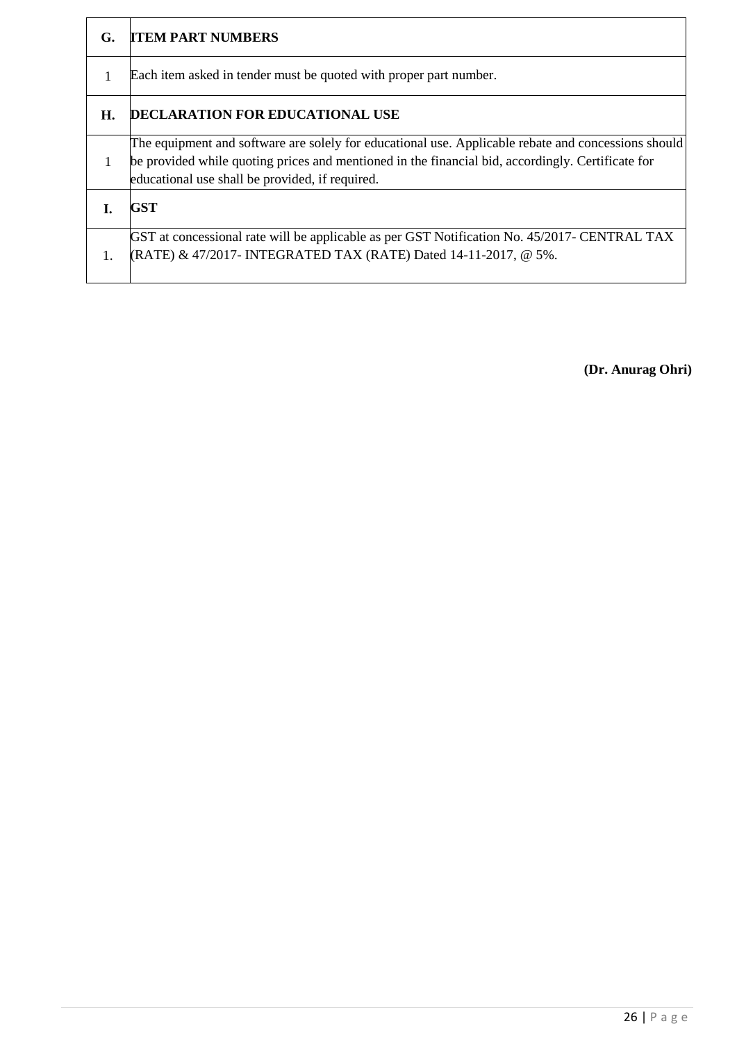| G. | **ITEM PART NUMBERS** |
|---|---|
| 1 | Each item asked in tender must be quoted with proper part number. |
| **H.** | **DECLARATION FOR EDUCATIONAL USE** |
| 1 | The equipment and software are solely for educational use. Applicable rebate and concessions should be provided while quoting prices and mentioned in the financial bid, accordingly. Certificate for educational use shall be provided, if required. |
| **I.** | **GST** |
| 1. | GST at concessional rate will be applicable as per GST Notification No. 45/2017- CENTRAL TAX (RATE) & 47/2017- INTEGRATED TAX (RATE) Dated 14-11-2017, @ 5%. |

**(Dr. Anurag Ohri)**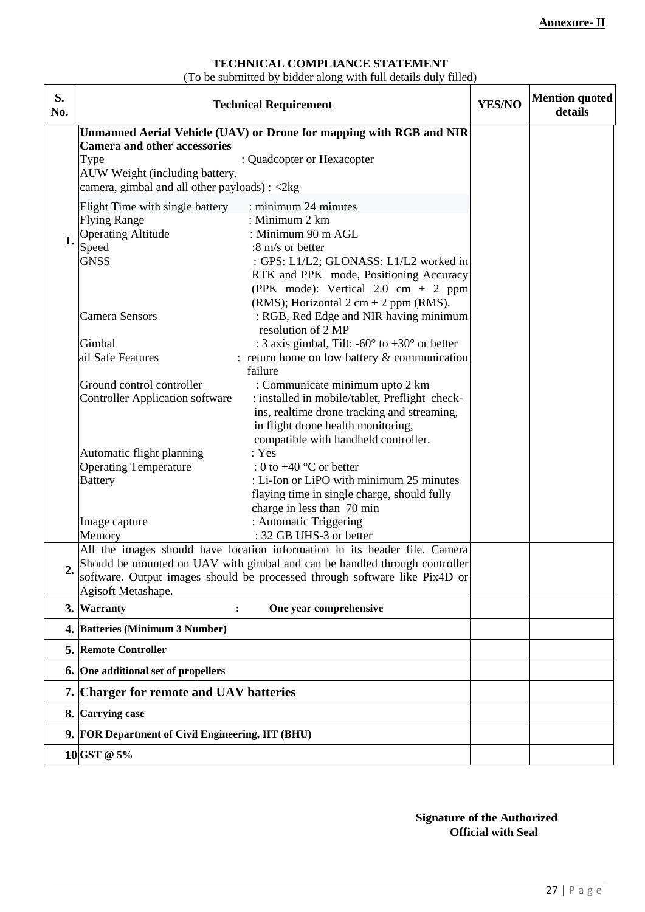**Annexure- II**

**TECHNICAL COMPLIANCE STATEMENT**

(To be submitted by bidder along with full details duly filled)

| S. No. | Technical Requirement | YES/NO | Mention quoted details |
|---|---|---|---|
| 1. | **Unmanned Aerial Vehicle (UAV) or Drone for mapping with RGB and NIR Camera and other accessories**<br>Type : Quadcopter or Hexacopter<br>AUW Weight (including battery, camera, gimbal and all other payloads) : <2kg<br>Flight Time with single battery : minimum 24 minutes<br>Flying Range : Minimum 2 km<br>Operating Altitude : Minimum 90 m AGL<br>Speed :8 m/s or better<br>GNSS : GPS: L1/L2; GLONASS: L1/L2 worked in RTK and PPK mode, Positioning Accuracy (PPK mode): Vertical 2.0 cm + 2 ppm (RMS); Horizontal 2 cm + 2 ppm (RMS).<br>Camera Sensors : RGB, Red Edge and NIR having minimum resolution of 2 MP<br>Gimbal : 3 axis gimbal, Tilt: -60° to +30° or better<br>ail Safe Features : return home on low battery & communication failure<br>Ground control controller : Communicate minimum upto 2 km<br>Controller Application software : installed in mobile/tablet, Preflight check-ins, realtime drone tracking and streaming, in flight drone health monitoring, compatible with handheld controller.<br>Automatic flight planning : Yes<br>Operating Temperature : 0 to +40 °C or better<br>Battery : Li-Ion or LiPO with minimum 25 minutes flaying time in single charge, should fully charge in less than 70 min<br>Image capture : Automatic Triggering<br>Memory : 32 GB UHS-3 or better | | |
| 2. | All the images should have location information in its header file. Camera Should be mounted on UAV with gimbal and can be handled through controller software. Output images should be processed through software like Pix4D or Agisoft Metashape. | | |
| 3. | **Warranty : One year comprehensive** | | |
| 4. | **Batteries (Minimum 3 Number)** | | |
| 5. | **Remote Controller** | | |
| 6. | **One additional set of propellers** | | |
| 7. | **Charger for remote and UAV batteries** | | |
| 8. | **Carrying case** | | |
| 9. | **FOR Department of Civil Engineering, IIT (BHU)** | | |
| 10. | **GST @ 5%** | | |

**Signature of the Authorized Official with Seal**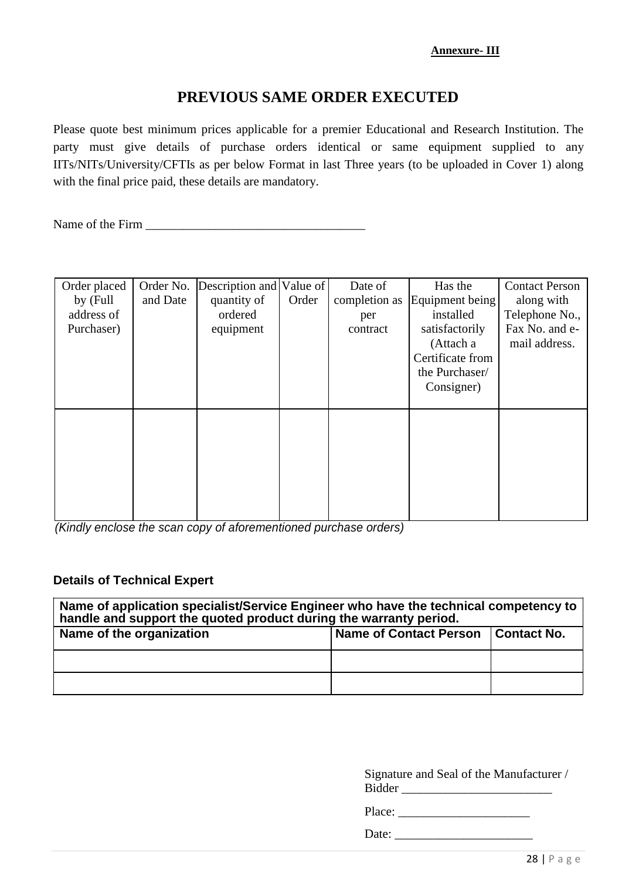**Annexure- III**

# PREVIOUS SAME ORDER EXECUTED

Please quote best minimum prices applicable for a premier Educational and Research Institution. The party must give details of purchase orders identical or same equipment supplied to any IITs/NITs/University/CFTIs as per below Format in last Three years (to be uploaded in Cover 1) along with the final price paid, these details are mandatory.

Name of the Firm ____________________________________

| Order placed by (Full address of Purchaser) | Order No. and Date | Description and quantity of ordered equipment | Value of Order | Date of completion as per contract | Has the Equipment being installed satisfactorily (Attach a Certificate from the Purchaser/ Consigner) | Contact Person along with Telephone No., Fax No. and e-mail address. |
|---|---|---|---|---|---|---|
| | | | | | | |

*(Kindly enclose the scan copy of aforementioned purchase orders)*

**Details of Technical Expert**

| **Name of application specialist/Service Engineer who have the technical competency to handle and support the quoted product during the warranty period.** | | |
|---|---|---|
| **Name of the organization** | **Name of Contact Person** | **Contact No.** |
| | | |
| | | |

Signature and Seal of the Manufacturer / Bidder ________________________

Place: _____________________

Date: ______________________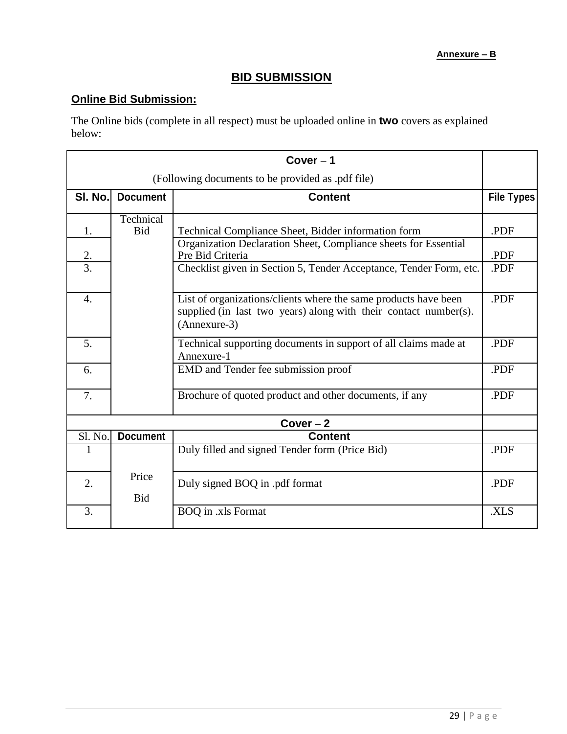**Annexure – B**

# BID SUBMISSION

## Online Bid Submission:

The Online bids (complete in all respect) must be uploaded online in **two** covers as explained below:

| **Cover – 1** (Following documents to be provided as .pdf file) | | | |
|---|---|---|---|
| **Sl. No.** | **Document** | **Content** | **File Types** |
| 1. | Technical Bid | Technical Compliance Sheet, Bidder information form | .PDF |
| 2. | | Organization Declaration Sheet, Compliance sheets for Essential Pre Bid Criteria | .PDF |
| 3. | | Checklist given in Section 5, Tender Acceptance, Tender Form, etc. | .PDF |
| 4. | | List of organizations/clients where the same products have been supplied (in last two years) along with their contact number(s). (Annexure-3) | .PDF |
| 5. | | Technical supporting documents in support of all claims made at Annexure-1 | .PDF |
| 6. | | EMD and Tender fee submission proof | .PDF |
| 7. | | Brochure of quoted product and other documents, if any | .PDF |
| **Cover – 2** | | | |
| Sl. No. | **Document** | **Content** | |
| 1 | Price Bid | Duly filled and signed Tender form (Price Bid) | .PDF |
| 2. | | Duly signed BOQ in .pdf format | .PDF |
| 3. | | BOQ in .xls Format | .XLS |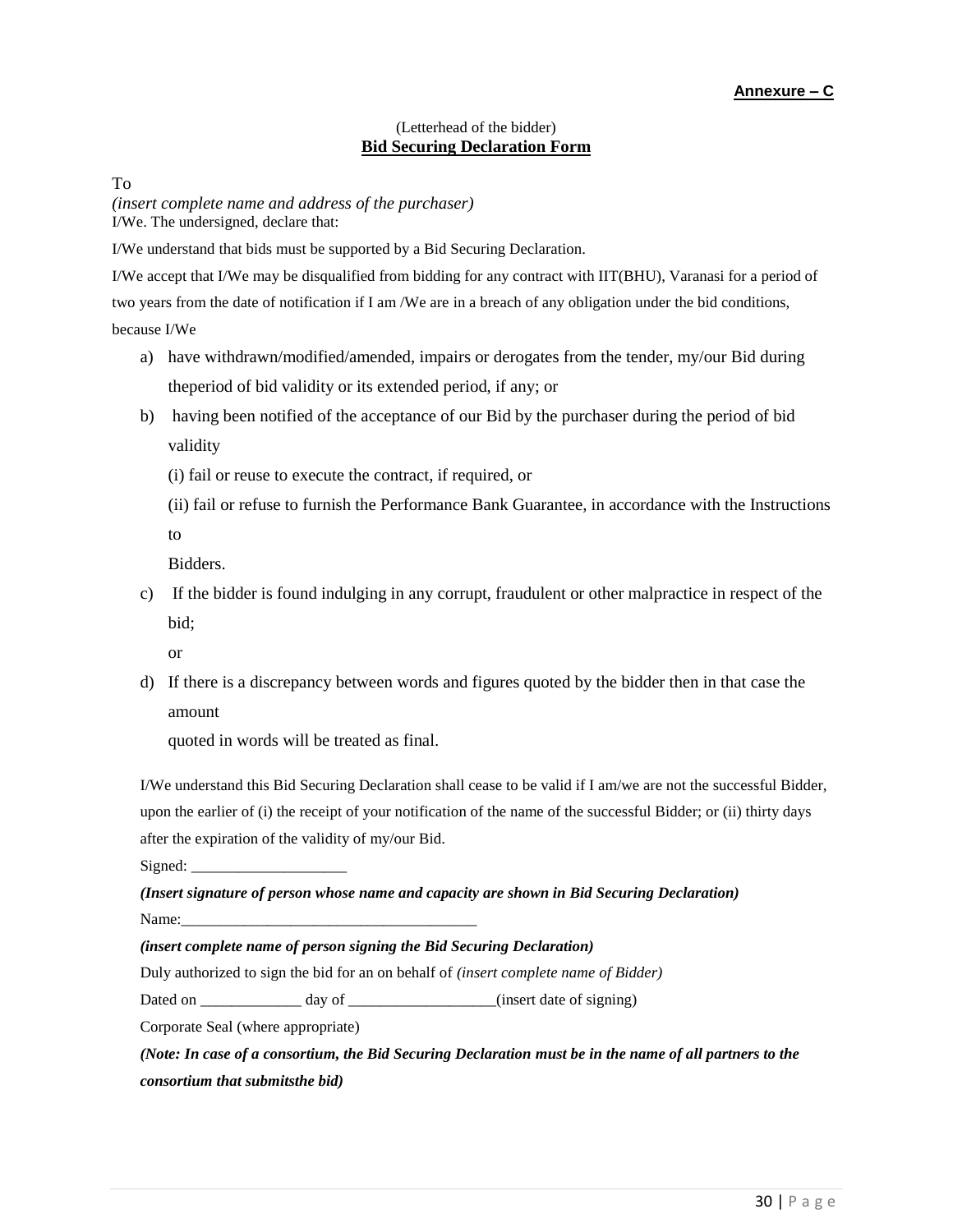**Annexure – C**

(Letterhead of the bidder)

**Bid Securing Declaration Form**

To

*(insert complete name and address of the purchaser)*

I/We. The undersigned, declare that:

I/We understand that bids must be supported by a Bid Securing Declaration.

I/We accept that I/We may be disqualified from bidding for any contract with IIT(BHU), Varanasi for a period of two years from the date of notification if I am /We are in a breach of any obligation under the bid conditions, because I/We

a) have withdrawn/modified/amended, impairs or derogates from the tender, my/our Bid during theperiod of bid validity or its extended period, if any; or

b) having been notified of the acceptance of our Bid by the purchaser during the period of bid validity

   (i) fail or reuse to execute the contract, if required, or

   (ii) fail or refuse to furnish the Performance Bank Guarantee, in accordance with the Instructions to

   Bidders.

c) If the bidder is found indulging in any corrupt, fraudulent or other malpractice in respect of the bid;

   or

d) If there is a discrepancy between words and figures quoted by the bidder then in that case the amount

   quoted in words will be treated as final.

I/We understand this Bid Securing Declaration shall cease to be valid if I am/we are not the successful Bidder, upon the earlier of (i) the receipt of your notification of the name of the successful Bidder; or (ii) thirty days after the expiration of the validity of my/our Bid.

Signed: ____________________

***(Insert signature of person whose name and capacity are shown in Bid Securing Declaration)***

Name:_______________________________________

***(insert complete name of person signing the Bid Securing Declaration)***

Duly authorized to sign the bid for an on behalf of *(insert complete name of Bidder)*

Dated on _____________ day of ___________________(insert date of signing)

Corporate Seal (where appropriate)

***(Note: In case of a consortium, the Bid Securing Declaration must be in the name of all partners to the consortium that submitsthe bid)***